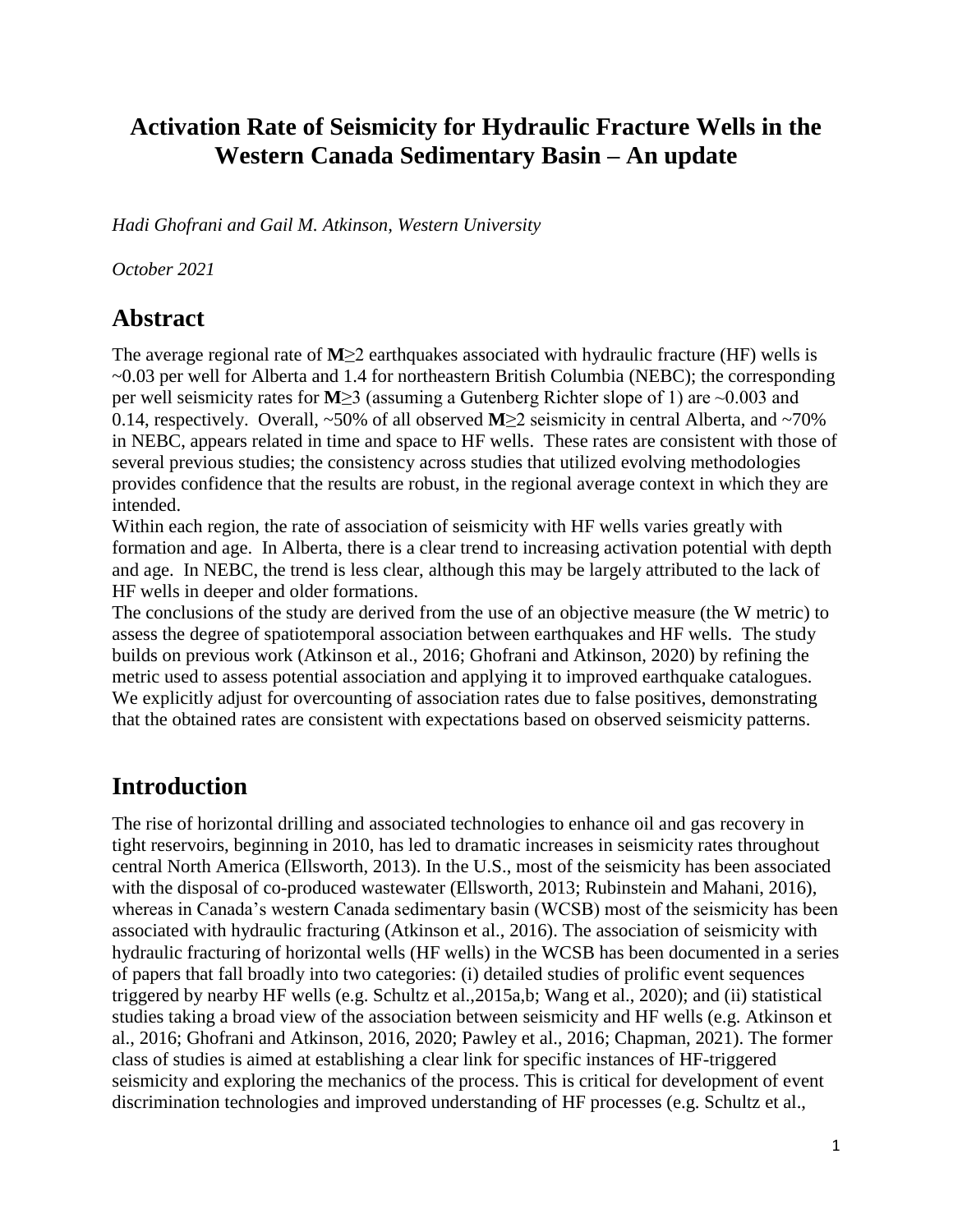# Activation Rate of Seismicity for Hydraulic Fracture Wells in the Western Canada Sedimentary Basin – An update

*Hadi Ghofrani and Gail M. Atkinson, Western University*

*October 2021*

## Abstract

The average regional rate of **M**≥2 earthquakes associated with hydraulic fracture (HF) wells is ~0.03 per well for Alberta and 1.4 for northeastern British Columbia (NEBC); the corresponding per well seismicity rates for **M**≥3 (assuming a Gutenberg Richter slope of 1) are ~0.003 and 0.14, respectively. Overall, ~50% of all observed **M**≥2 seismicity in central Alberta, and ~70% in NEBC, appears related in time and space to HF wells. These rates are consistent with those of several previous studies; the consistency across studies that utilized evolving methodologies provides confidence that the results are robust, in the regional average context in which they are intended.

Within each region, the rate of association of seismicity with HF wells varies greatly with formation and age. In Alberta, there is a clear trend to increasing activation potential with depth and age. In NEBC, the trend is less clear, although this may be largely attributed to the lack of HF wells in deeper and older formations.

The conclusions of the study are derived from the use of an objective measure (the W metric) to assess the degree of spatiotemporal association between earthquakes and HF wells. The study builds on previous work (Atkinson et al., 2016; Ghofrani and Atkinson, 2020) by refining the metric used to assess potential association and applying it to improved earthquake catalogues. We explicitly adjust for overcounting of association rates due to false positives, demonstrating that the obtained rates are consistent with expectations based on observed seismicity patterns.

## Introduction

The rise of horizontal drilling and associated technologies to enhance oil and gas recovery in tight reservoirs, beginning in 2010, has led to dramatic increases in seismicity rates throughout central North America (Ellsworth, 2013). In the U.S., most of the seismicity has been associated with the disposal of co-produced wastewater (Ellsworth, 2013; Rubinstein and Mahani, 2016), whereas in Canada's western Canada sedimentary basin (WCSB) most of the seismicity has been associated with hydraulic fracturing (Atkinson et al., 2016). The association of seismicity with hydraulic fracturing of horizontal wells (HF wells) in the WCSB has been documented in a series of papers that fall broadly into two categories: (i) detailed studies of prolific event sequences triggered by nearby HF wells (e.g. Schultz et al.,2015a,b; Wang et al., 2020); and (ii) statistical studies taking a broad view of the association between seismicity and HF wells (e.g. Atkinson et al., 2016; Ghofrani and Atkinson, 2016, 2020; Pawley et al., 2016; Chapman, 2021). The former class of studies is aimed at establishing a clear link for specific instances of HF-triggered seismicity and exploring the mechanics of the process. This is critical for development of event discrimination technologies and improved understanding of HF processes (e.g. Schultz et al.,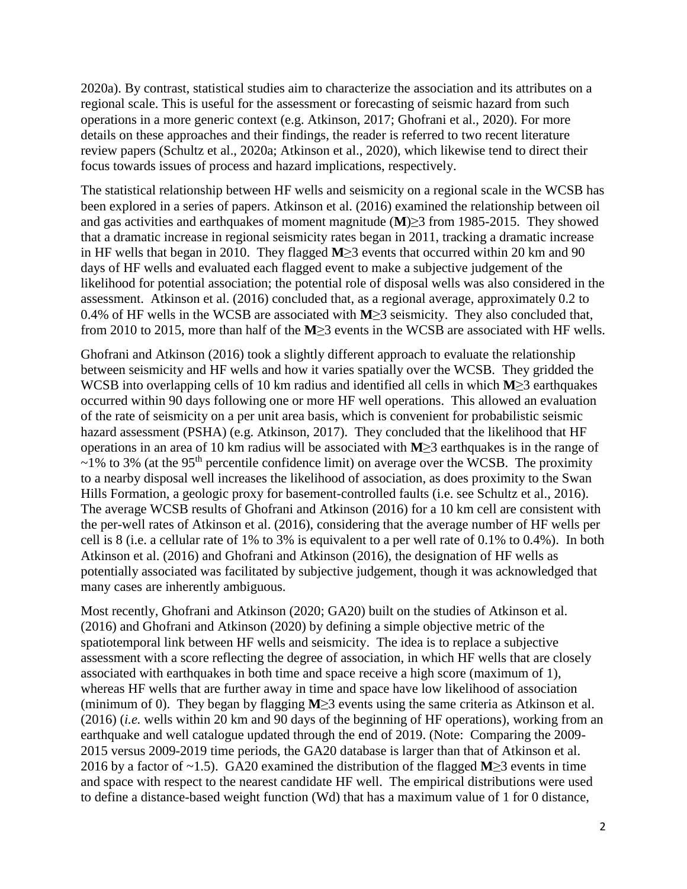2020a). By contrast, statistical studies aim to characterize the association and its attributes on a regional scale. This is useful for the assessment or forecasting of seismic hazard from such operations in a more generic context (e.g. Atkinson, 2017; Ghofrani et al., 2020). For more details on these approaches and their findings, the reader is referred to two recent literature review papers (Schultz et al., 2020a; Atkinson et al., 2020), which likewise tend to direct their focus towards issues of process and hazard implications, respectively.

The statistical relationship between HF wells and seismicity on a regional scale in the WCSB has been explored in a series of papers. Atkinson et al. (2016) examined the relationship between oil and gas activities and earthquakes of moment magnitude (**M**)≥3 from 1985-2015. They showed that a dramatic increase in regional seismicity rates began in 2011, tracking a dramatic increase in HF wells that began in 2010. They flagged **M**≥3 events that occurred within 20 km and 90 days of HF wells and evaluated each flagged event to make a subjective judgement of the likelihood for potential association; the potential role of disposal wells was also considered in the assessment. Atkinson et al. (2016) concluded that, as a regional average, approximately 0.2 to 0.4% of HF wells in the WCSB are associated with **M**≥3 seismicity. They also concluded that, from 2010 to 2015, more than half of the **M**≥3 events in the WCSB are associated with HF wells.

Ghofrani and Atkinson (2016) took a slightly different approach to evaluate the relationship between seismicity and HF wells and how it varies spatially over the WCSB. They gridded the WCSB into overlapping cells of 10 km radius and identified all cells in which **M**≥3 earthquakes occurred within 90 days following one or more HF well operations. This allowed an evaluation of the rate of seismicity on a per unit area basis, which is convenient for probabilistic seismic hazard assessment (PSHA) (e.g. Atkinson, 2017). They concluded that the likelihood that HF operations in an area of 10 km radius will be associated with **M**≥3 earthquakes is in the range of ~1% to 3% (at the 95th percentile confidence limit) on average over the WCSB. The proximity to a nearby disposal well increases the likelihood of association, as does proximity to the Swan Hills Formation, a geologic proxy for basement-controlled faults (i.e. see Schultz et al., 2016). The average WCSB results of Ghofrani and Atkinson (2016) for a 10 km cell are consistent with the per-well rates of Atkinson et al. (2016), considering that the average number of HF wells per cell is 8 (i.e. a cellular rate of 1% to 3% is equivalent to a per well rate of 0.1% to 0.4%). In both Atkinson et al. (2016) and Ghofrani and Atkinson (2016), the designation of HF wells as potentially associated was facilitated by subjective judgement, though it was acknowledged that many cases are inherently ambiguous.

Most recently, Ghofrani and Atkinson (2020; GA20) built on the studies of Atkinson et al. (2016) and Ghofrani and Atkinson (2020) by defining a simple objective metric of the spatiotemporal link between HF wells and seismicity. The idea is to replace a subjective assessment with a score reflecting the degree of association, in which HF wells that are closely associated with earthquakes in both time and space receive a high score (maximum of 1), whereas HF wells that are further away in time and space have low likelihood of association (minimum of 0). They began by flagging **M**≥3 events using the same criteria as Atkinson et al. (2016) (*i.e.* wells within 20 km and 90 days of the beginning of HF operations), working from an earthquake and well catalogue updated through the end of 2019. (Note: Comparing the 2009-2015 versus 2009-2019 time periods, the GA20 database is larger than that of Atkinson et al. 2016 by a factor of ~1.5). GA20 examined the distribution of the flagged **M**≥3 events in time and space with respect to the nearest candidate HF well. The empirical distributions were used to define a distance-based weight function (Wd) that has a maximum value of 1 for 0 distance,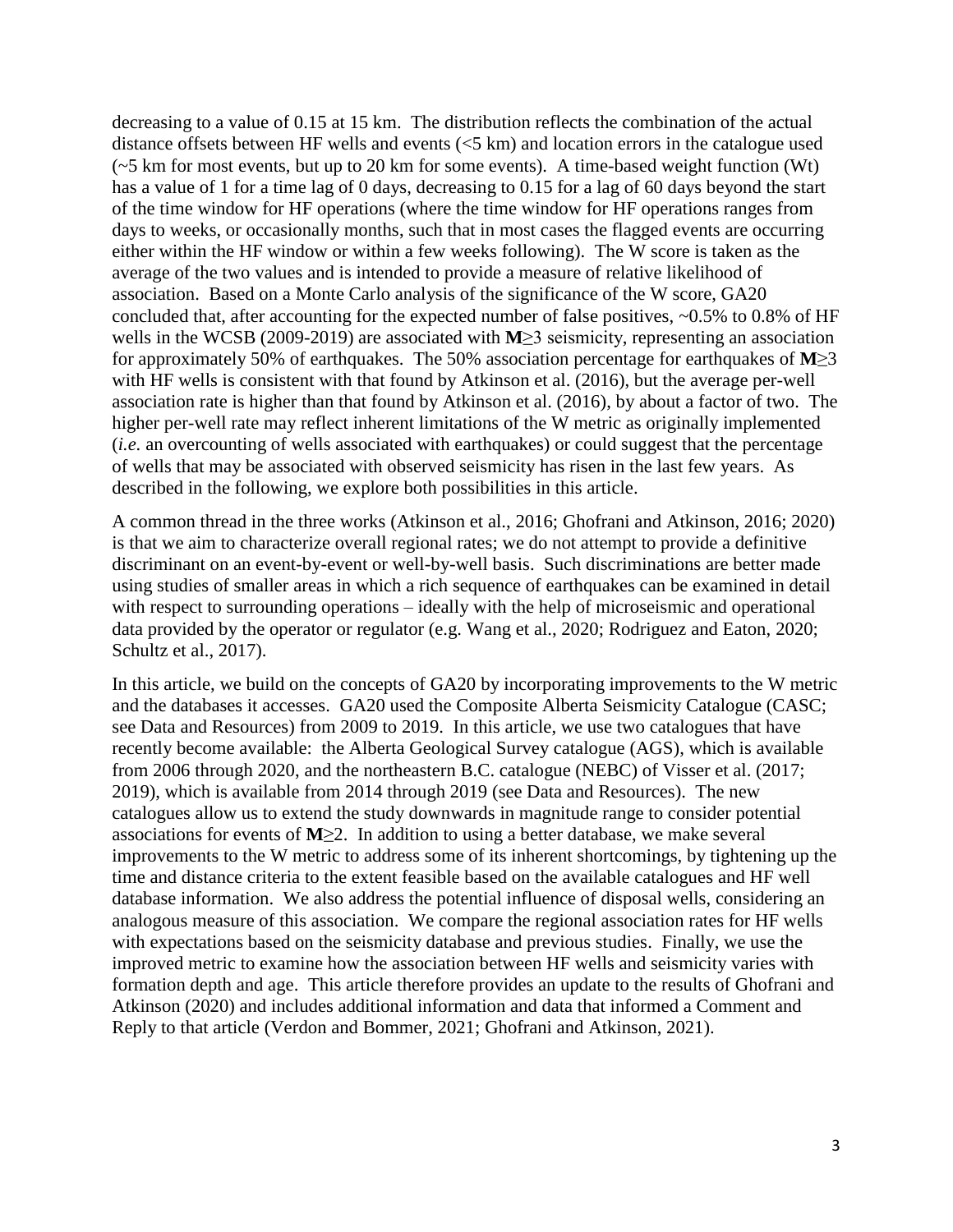decreasing to a value of 0.15 at 15 km. The distribution reflects the combination of the actual distance offsets between HF wells and events (<5 km) and location errors in the catalogue used (~5 km for most events, but up to 20 km for some events). A time-based weight function (Wt) has a value of 1 for a time lag of 0 days, decreasing to 0.15 for a lag of 60 days beyond the start of the time window for HF operations (where the time window for HF operations ranges from days to weeks, or occasionally months, such that in most cases the flagged events are occurring either within the HF window or within a few weeks following). The W score is taken as the average of the two values and is intended to provide a measure of relative likelihood of association. Based on a Monte Carlo analysis of the significance of the W score, GA20 concluded that, after accounting for the expected number of false positives, ~0.5% to 0.8% of HF wells in the WCSB (2009-2019) are associated with **M**≥3 seismicity, representing an association for approximately 50% of earthquakes. The 50% association percentage for earthquakes of **M**≥3 with HF wells is consistent with that found by Atkinson et al. (2016), but the average per-well association rate is higher than that found by Atkinson et al. (2016), by about a factor of two. The higher per-well rate may reflect inherent limitations of the W metric as originally implemented (*i.e.* an overcounting of wells associated with earthquakes) or could suggest that the percentage of wells that may be associated with observed seismicity has risen in the last few years. As described in the following, we explore both possibilities in this article.

A common thread in the three works (Atkinson et al., 2016; Ghofrani and Atkinson, 2016; 2020) is that we aim to characterize overall regional rates; we do not attempt to provide a definitive discriminant on an event-by-event or well-by-well basis. Such discriminations are better made using studies of smaller areas in which a rich sequence of earthquakes can be examined in detail with respect to surrounding operations – ideally with the help of microseismic and operational data provided by the operator or regulator (e.g. Wang et al., 2020; Rodriguez and Eaton, 2020; Schultz et al., 2017).

In this article, we build on the concepts of GA20 by incorporating improvements to the W metric and the databases it accesses. GA20 used the Composite Alberta Seismicity Catalogue (CASC; see Data and Resources) from 2009 to 2019. In this article, we use two catalogues that have recently become available: the Alberta Geological Survey catalogue (AGS), which is available from 2006 through 2020, and the northeastern B.C. catalogue (NEBC) of Visser et al. (2017; 2019), which is available from 2014 through 2019 (see Data and Resources). The new catalogues allow us to extend the study downwards in magnitude range to consider potential associations for events of **M**≥2. In addition to using a better database, we make several improvements to the W metric to address some of its inherent shortcomings, by tightening up the time and distance criteria to the extent feasible based on the available catalogues and HF well database information. We also address the potential influence of disposal wells, considering an analogous measure of this association. We compare the regional association rates for HF wells with expectations based on the seismicity database and previous studies. Finally, we use the improved metric to examine how the association between HF wells and seismicity varies with formation depth and age. This article therefore provides an update to the results of Ghofrani and Atkinson (2020) and includes additional information and data that informed a Comment and Reply to that article (Verdon and Bommer, 2021; Ghofrani and Atkinson, 2021).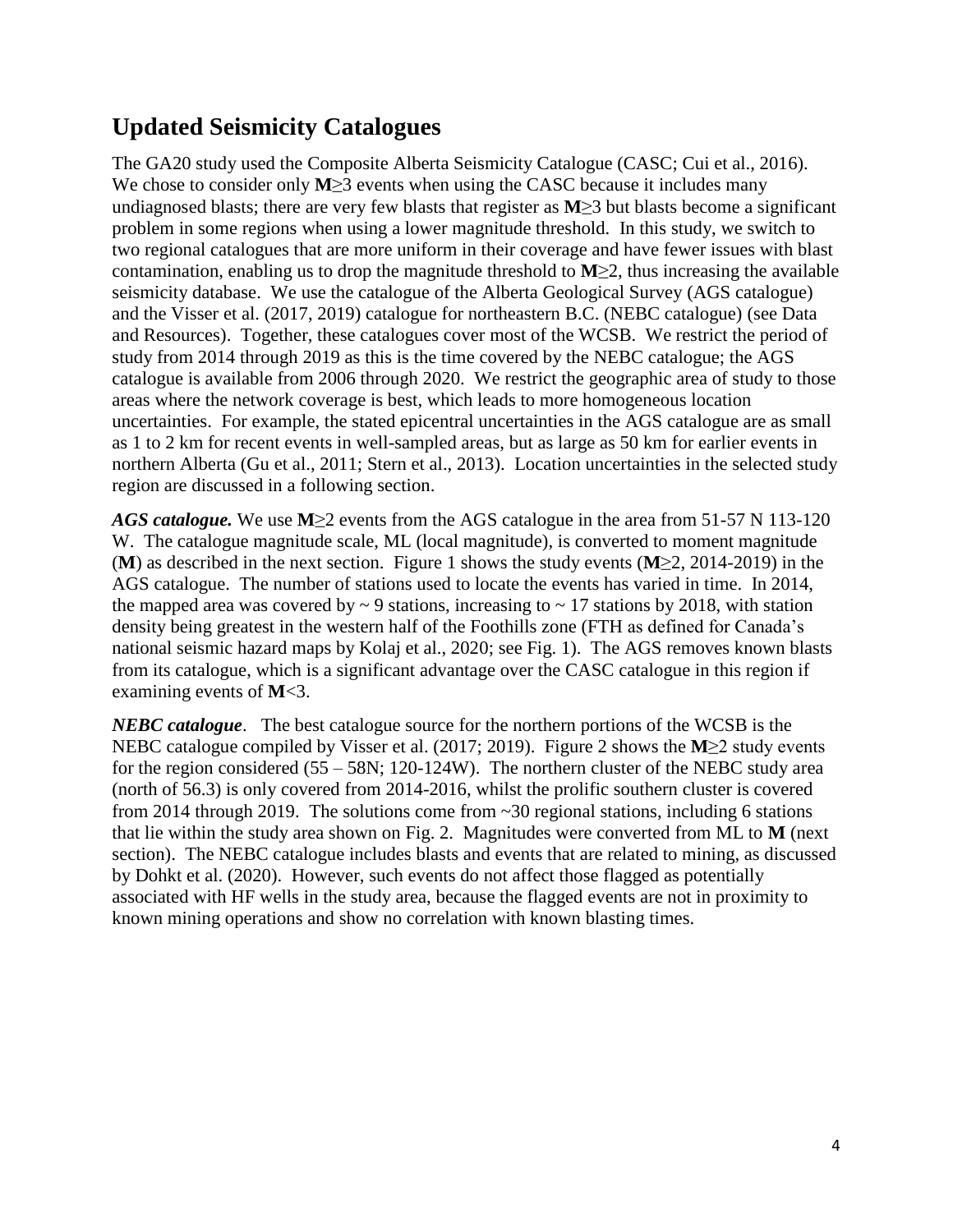## Updated Seismicity Catalogues

The GA20 study used the Composite Alberta Seismicity Catalogue (CASC; Cui et al., 2016). We chose to consider only **M**≥3 events when using the CASC because it includes many undiagnosed blasts; there are very few blasts that register as **M**≥3 but blasts become a significant problem in some regions when using a lower magnitude threshold. In this study, we switch to two regional catalogues that are more uniform in their coverage and have fewer issues with blast contamination, enabling us to drop the magnitude threshold to **M**≥2, thus increasing the available seismicity database. We use the catalogue of the Alberta Geological Survey (AGS catalogue) and the Visser et al. (2017, 2019) catalogue for northeastern B.C. (NEBC catalogue) (see Data and Resources). Together, these catalogues cover most of the WCSB. We restrict the period of study from 2014 through 2019 as this is the time covered by the NEBC catalogue; the AGS catalogue is available from 2006 through 2020. We restrict the geographic area of study to those areas where the network coverage is best, which leads to more homogeneous location uncertainties. For example, the stated epicentral uncertainties in the AGS catalogue are as small as 1 to 2 km for recent events in well-sampled areas, but as large as 50 km for earlier events in northern Alberta (Gu et al., 2011; Stern et al., 2013). Location uncertainties in the selected study region are discussed in a following section.

***AGS catalogue.*** We use **M**≥2 events from the AGS catalogue in the area from 51-57 N 113-120 W. The catalogue magnitude scale, ML (local magnitude), is converted to moment magnitude (**M**) as described in the next section. Figure 1 shows the study events (**M**≥2, 2014-2019) in the AGS catalogue. The number of stations used to locate the events has varied in time. In 2014, the mapped area was covered by ~ 9 stations, increasing to ~ 17 stations by 2018, with station density being greatest in the western half of the Foothills zone (FTH as defined for Canada's national seismic hazard maps by Kolaj et al., 2020; see Fig. 1). The AGS removes known blasts from its catalogue, which is a significant advantage over the CASC catalogue in this region if examining events of **M**<3.

***NEBC catalogue***. The best catalogue source for the northern portions of the WCSB is the NEBC catalogue compiled by Visser et al. (2017; 2019). Figure 2 shows the **M**≥2 study events for the region considered (55 – 58N; 120-124W). The northern cluster of the NEBC study area (north of 56.3) is only covered from 2014-2016, whilst the prolific southern cluster is covered from 2014 through 2019. The solutions come from ~30 regional stations, including 6 stations that lie within the study area shown on Fig. 2. Magnitudes were converted from ML to **M** (next section). The NEBC catalogue includes blasts and events that are related to mining, as discussed by Dohkt et al. (2020). However, such events do not affect those flagged as potentially associated with HF wells in the study area, because the flagged events are not in proximity to known mining operations and show no correlation with known blasting times.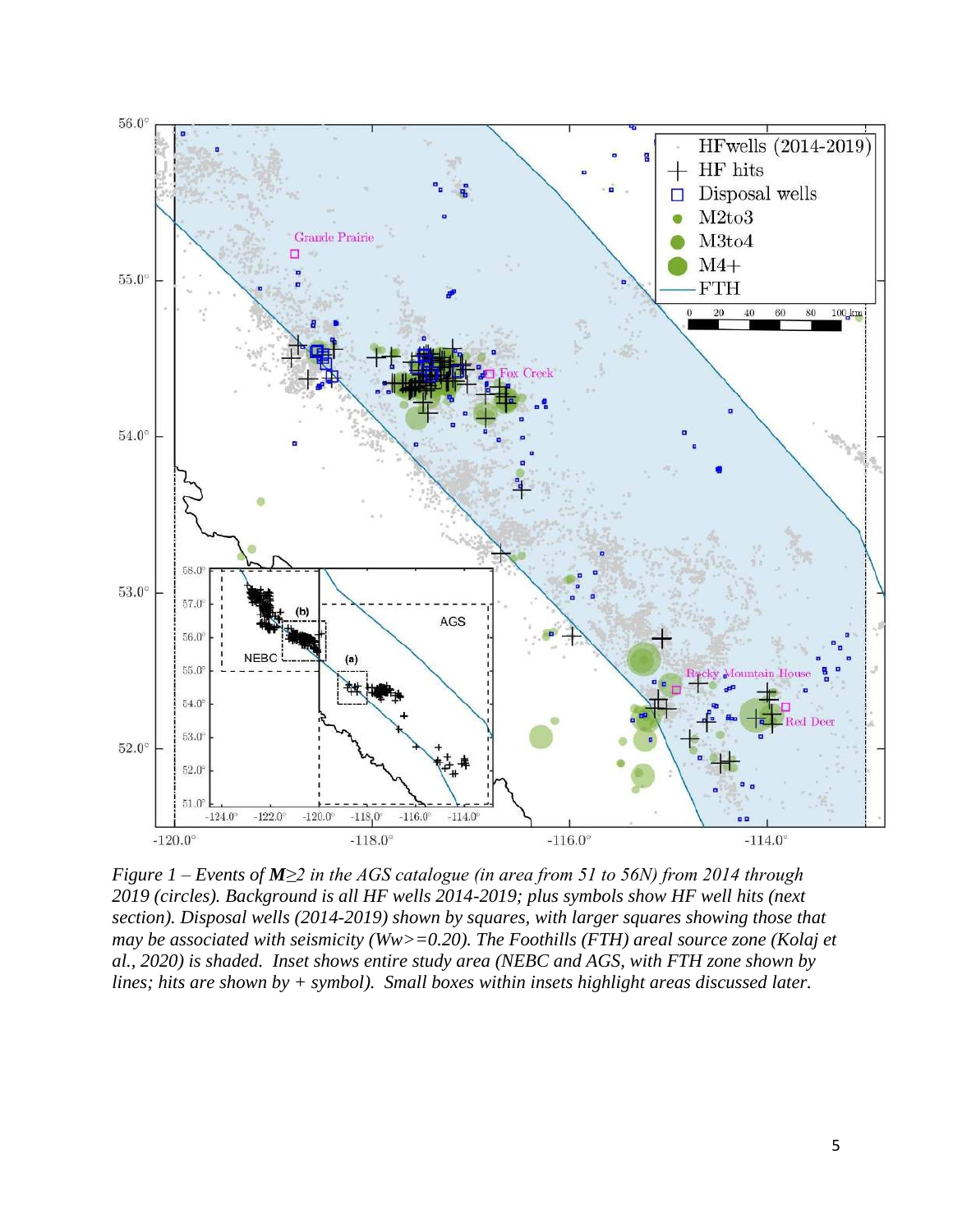*Figure 1 – Events of **M**≥2 in the AGS catalogue (in area from 51 to 56N) from 2014 through 2019 (circles). Background is all HF wells 2014-2019; plus symbols show HF well hits (next section). Disposal wells (2014-2019) shown by squares, with larger squares showing those that may be associated with seismicity (Ww>=0.20). The Foothills (FTH) areal source zone (Kolaj et al., 2020) is shaded. Inset shows entire study area (NEBC and AGS, with FTH zone shown by lines; hits are shown by + symbol). Small boxes within insets highlight areas discussed later.*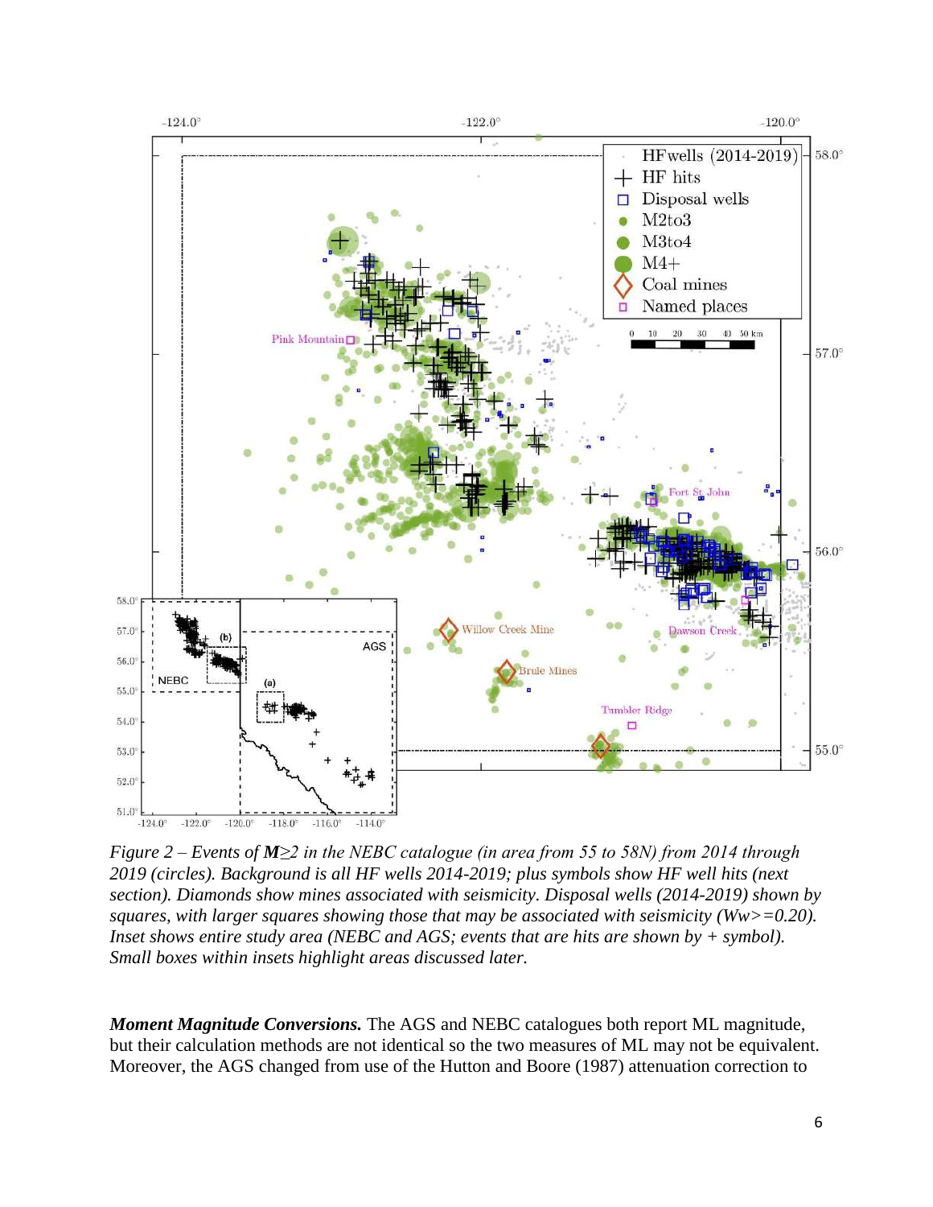*Figure 2 – Events of **M**≥2 in the NEBC catalogue (in area from 55 to 58N) from 2014 through 2019 (circles). Background is all HF wells 2014-2019; plus symbols show HF well hits (next section). Diamonds show mines associated with seismicity. Disposal wells (2014-2019) shown by squares, with larger squares showing those that may be associated with seismicity (Ww>=0.20). Inset shows entire study area (NEBC and AGS; events that are hits are shown by + symbol). Small boxes within insets highlight areas discussed later.*

***Moment Magnitude Conversions.*** The AGS and NEBC catalogues both report ML magnitude, but their calculation methods are not identical so the two measures of ML may not be equivalent. Moreover, the AGS changed from use of the Hutton and Boore (1987) attenuation correction to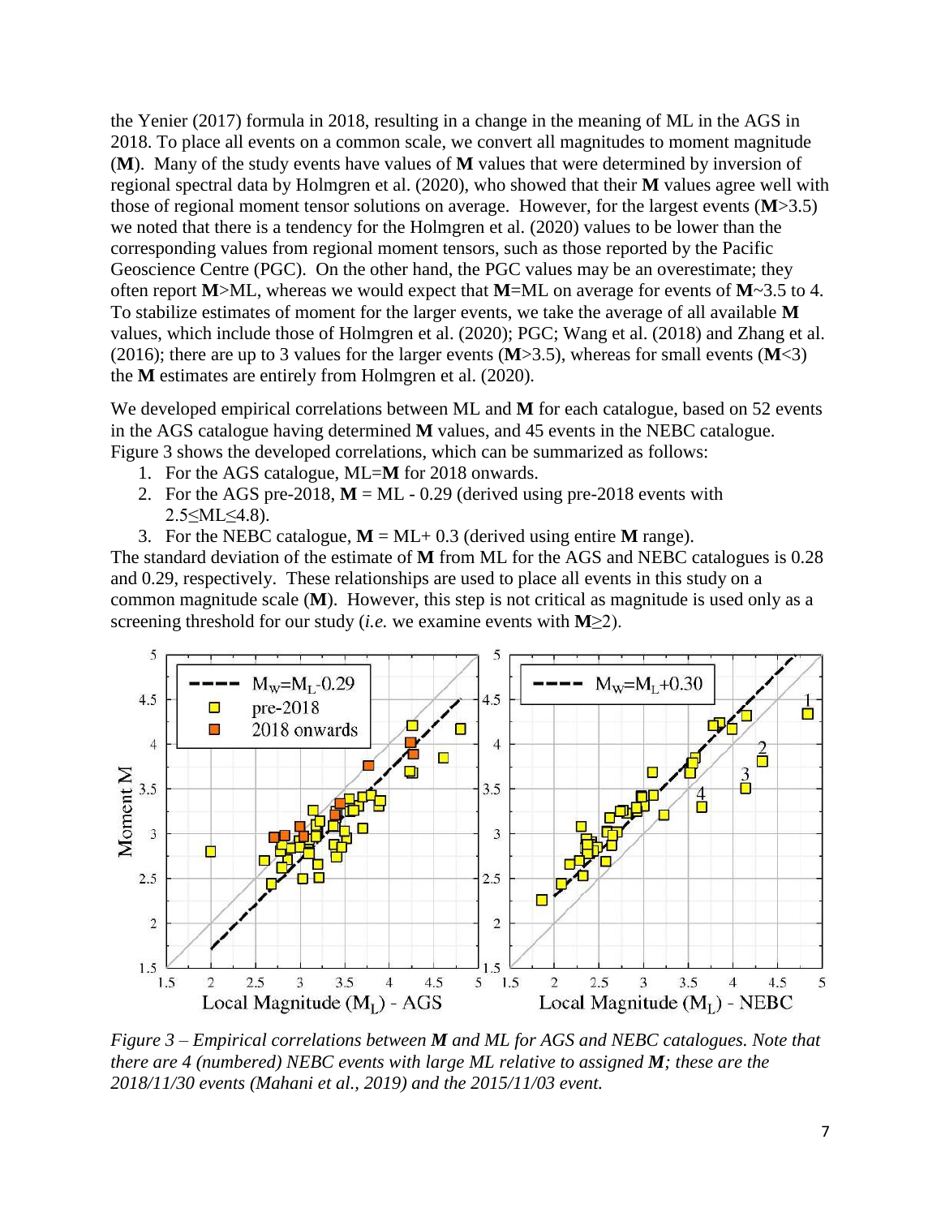the Yenier (2017) formula in 2018, resulting in a change in the meaning of ML in the AGS in 2018. To place all events on a common scale, we convert all magnitudes to moment magnitude (**M**). Many of the study events have values of **M** values that were determined by inversion of regional spectral data by Holmgren et al. (2020), who showed that their **M** values agree well with those of regional moment tensor solutions on average. However, for the largest events (**M**>3.5) we noted that there is a tendency for the Holmgren et al. (2020) values to be lower than the corresponding values from regional moment tensors, such as those reported by the Pacific Geoscience Centre (PGC). On the other hand, the PGC values may be an overestimate; they often report **M**>ML, whereas we would expect that **M**=ML on average for events of **M**~3.5 to 4. To stabilize estimates of moment for the larger events, we take the average of all available **M** values, which include those of Holmgren et al. (2020); PGC; Wang et al. (2018) and Zhang et al. (2016); there are up to 3 values for the larger events (**M**>3.5), whereas for small events (**M**<3) the **M** estimates are entirely from Holmgren et al. (2020).

We developed empirical correlations between ML and **M** for each catalogue, based on 52 events in the AGS catalogue having determined **M** values, and 45 events in the NEBC catalogue. Figure 3 shows the developed correlations, which can be summarized as follows:

1. For the AGS catalogue, ML=**M** for 2018 onwards.
2. For the AGS pre-2018, **M** = ML - 0.29 (derived using pre-2018 events with 2.5≤ML≤4.8).
3. For the NEBC catalogue, **M** = ML+ 0.3 (derived using entire **M** range).

The standard deviation of the estimate of **M** from ML for the AGS and NEBC catalogues is 0.28 and 0.29, respectively. These relationships are used to place all events in this study on a common magnitude scale (**M**). However, this step is not critical as magnitude is used only as a screening threshold for our study (*i.e.* we examine events with **M**≥2).

*Figure 3 – Empirical correlations between **M** and ML for AGS and NEBC catalogues. Note that there are 4 (numbered) NEBC events with large ML relative to assigned **M**; these are the 2018/11/30 events (Mahani et al., 2019) and the 2015/11/03 event.*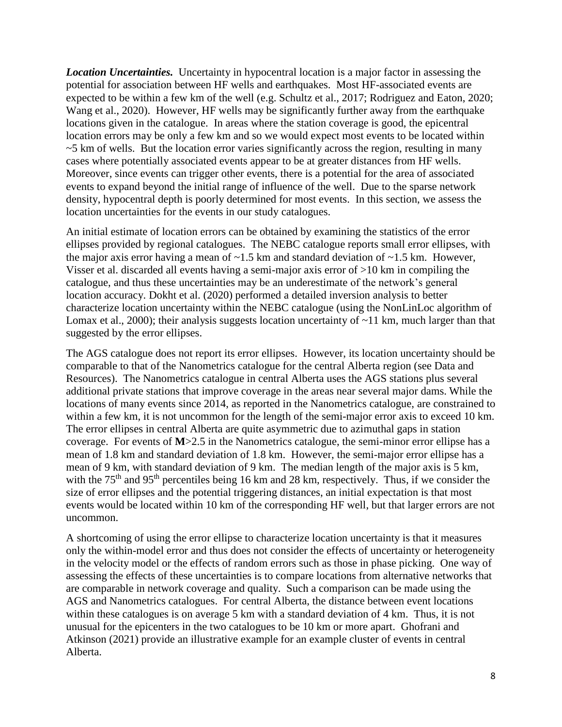***Location Uncertainties.*** Uncertainty in hypocentral location is a major factor in assessing the potential for association between HF wells and earthquakes. Most HF-associated events are expected to be within a few km of the well (e.g. Schultz et al., 2017; Rodriguez and Eaton, 2020; Wang et al., 2020). However, HF wells may be significantly further away from the earthquake locations given in the catalogue. In areas where the station coverage is good, the epicentral location errors may be only a few km and so we would expect most events to be located within ~5 km of wells. But the location error varies significantly across the region, resulting in many cases where potentially associated events appear to be at greater distances from HF wells. Moreover, since events can trigger other events, there is a potential for the area of associated events to expand beyond the initial range of influence of the well. Due to the sparse network density, hypocentral depth is poorly determined for most events. In this section, we assess the location uncertainties for the events in our study catalogues.

An initial estimate of location errors can be obtained by examining the statistics of the error ellipses provided by regional catalogues. The NEBC catalogue reports small error ellipses, with the major axis error having a mean of ~1.5 km and standard deviation of ~1.5 km. However, Visser et al. discarded all events having a semi-major axis error of >10 km in compiling the catalogue, and thus these uncertainties may be an underestimate of the network's general location accuracy. Dokht et al. (2020) performed a detailed inversion analysis to better characterize location uncertainty within the NEBC catalogue (using the NonLinLoc algorithm of Lomax et al., 2000); their analysis suggests location uncertainty of ~11 km, much larger than that suggested by the error ellipses.

The AGS catalogue does not report its error ellipses. However, its location uncertainty should be comparable to that of the Nanometrics catalogue for the central Alberta region (see Data and Resources). The Nanometrics catalogue in central Alberta uses the AGS stations plus several additional private stations that improve coverage in the areas near several major dams. While the locations of many events since 2014, as reported in the Nanometrics catalogue, are constrained to within a few km, it is not uncommon for the length of the semi-major error axis to exceed 10 km. The error ellipses in central Alberta are quite asymmetric due to azimuthal gaps in station coverage. For events of **M**>2.5 in the Nanometrics catalogue, the semi-minor error ellipse has a mean of 1.8 km and standard deviation of 1.8 km. However, the semi-major error ellipse has a mean of 9 km, with standard deviation of 9 km. The median length of the major axis is 5 km, with the 75th and 95th percentiles being 16 km and 28 km, respectively. Thus, if we consider the size of error ellipses and the potential triggering distances, an initial expectation is that most events would be located within 10 km of the corresponding HF well, but that larger errors are not uncommon.

A shortcoming of using the error ellipse to characterize location uncertainty is that it measures only the within-model error and thus does not consider the effects of uncertainty or heterogeneity in the velocity model or the effects of random errors such as those in phase picking. One way of assessing the effects of these uncertainties is to compare locations from alternative networks that are comparable in network coverage and quality. Such a comparison can be made using the AGS and Nanometrics catalogues. For central Alberta, the distance between event locations within these catalogues is on average 5 km with a standard deviation of 4 km. Thus, it is not unusual for the epicenters in the two catalogues to be 10 km or more apart. Ghofrani and Atkinson (2021) provide an illustrative example for an example cluster of events in central Alberta.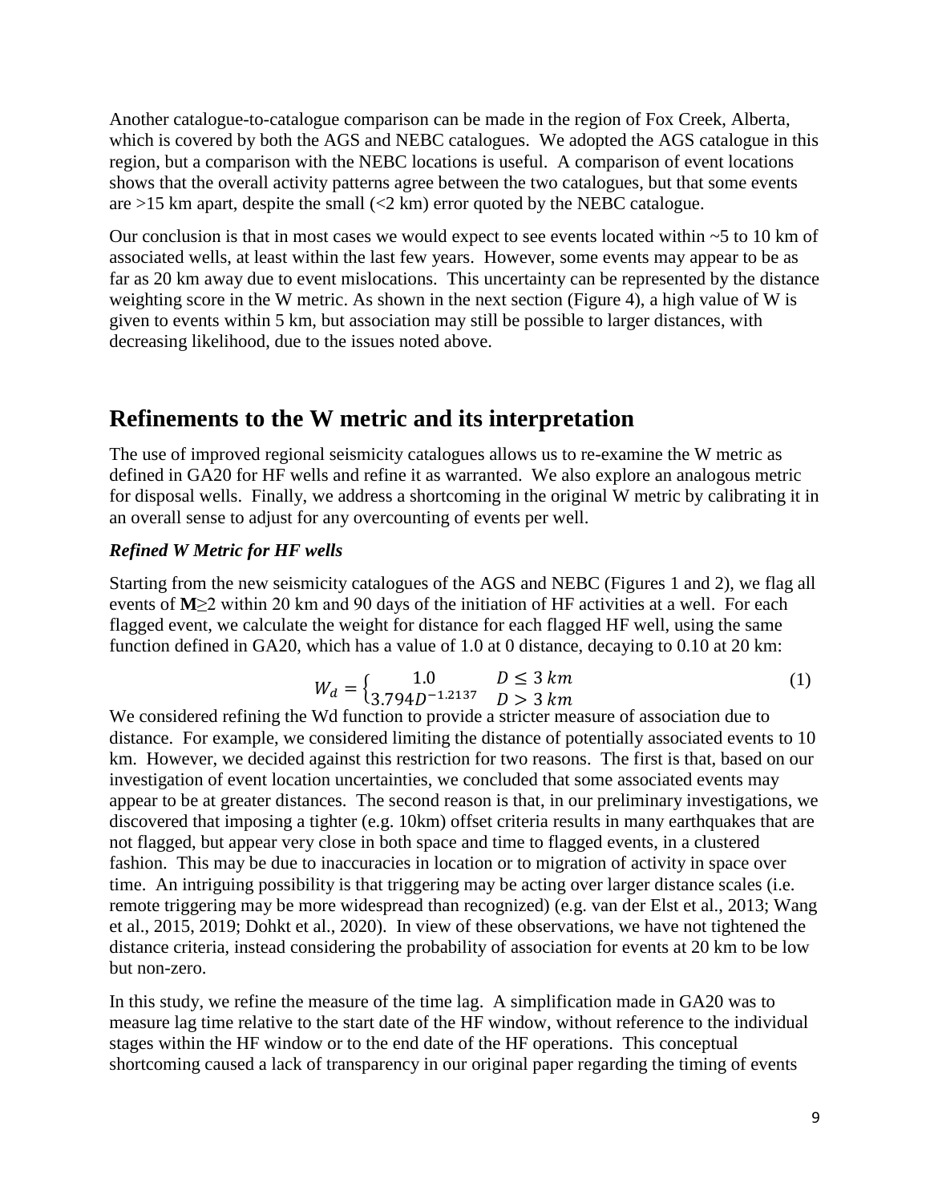Another catalogue-to-catalogue comparison can be made in the region of Fox Creek, Alberta, which is covered by both the AGS and NEBC catalogues. We adopted the AGS catalogue in this region, but a comparison with the NEBC locations is useful. A comparison of event locations shows that the overall activity patterns agree between the two catalogues, but that some events are >15 km apart, despite the small (<2 km) error quoted by the NEBC catalogue.

Our conclusion is that in most cases we would expect to see events located within ~5 to 10 km of associated wells, at least within the last few years. However, some events may appear to be as far as 20 km away due to event mislocations. This uncertainty can be represented by the distance weighting score in the W metric. As shown in the next section (Figure 4), a high value of W is given to events within 5 km, but association may still be possible to larger distances, with decreasing likelihood, due to the issues noted above.

## Refinements to the W metric and its interpretation

The use of improved regional seismicity catalogues allows us to re-examine the W metric as defined in GA20 for HF wells and refine it as warranted. We also explore an analogous metric for disposal wells. Finally, we address a shortcoming in the original W metric by calibrating it in an overall sense to adjust for any overcounting of events per well.

### *Refined W Metric for HF wells*

Starting from the new seismicity catalogues of the AGS and NEBC (Figures 1 and 2), we flag all events of **M**≥2 within 20 km and 90 days of the initiation of HF activities at a well. For each flagged event, we calculate the weight for distance for each flagged HF well, using the same function defined in GA20, which has a value of 1.0 at 0 distance, decaying to 0.10 at 20 km:

$$W_d = \begin{cases} 1.0 & D \leq 3\ km \\ 3.794D^{-1.2137} & D > 3\ km \end{cases} \tag{1}$$

We considered refining the Wd function to provide a stricter measure of association due to distance. For example, we considered limiting the distance of potentially associated events to 10 km. However, we decided against this restriction for two reasons. The first is that, based on our investigation of event location uncertainties, we concluded that some associated events may appear to be at greater distances. The second reason is that, in our preliminary investigations, we discovered that imposing a tighter (e.g. 10km) offset criteria results in many earthquakes that are not flagged, but appear very close in both space and time to flagged events, in a clustered fashion. This may be due to inaccuracies in location or to migration of activity in space over time. An intriguing possibility is that triggering may be acting over larger distance scales (i.e. remote triggering may be more widespread than recognized) (e.g. van der Elst et al., 2013; Wang et al., 2015, 2019; Dohkt et al., 2020). In view of these observations, we have not tightened the distance criteria, instead considering the probability of association for events at 20 km to be low but non-zero.

In this study, we refine the measure of the time lag. A simplification made in GA20 was to measure lag time relative to the start date of the HF window, without reference to the individual stages within the HF window or to the end date of the HF operations. This conceptual shortcoming caused a lack of transparency in our original paper regarding the timing of events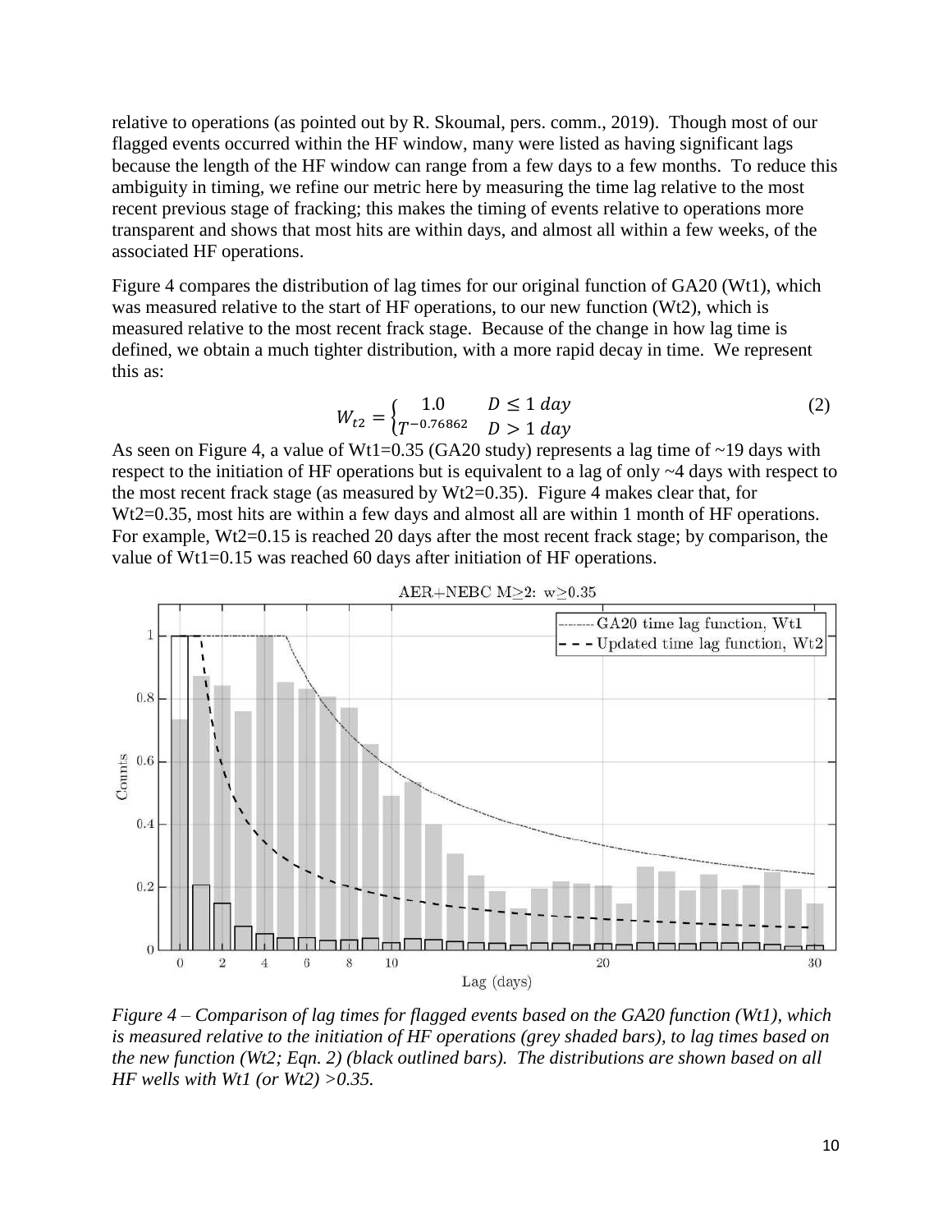relative to operations (as pointed out by R. Skoumal, pers. comm., 2019). Though most of our flagged events occurred within the HF window, many were listed as having significant lags because the length of the HF window can range from a few days to a few months. To reduce this ambiguity in timing, we refine our metric here by measuring the time lag relative to the most recent previous stage of fracking; this makes the timing of events relative to operations more transparent and shows that most hits are within days, and almost all within a few weeks, of the associated HF operations.

Figure 4 compares the distribution of lag times for our original function of GA20 (Wt1), which was measured relative to the start of HF operations, to our new function (Wt2), which is measured relative to the most recent frack stage. Because of the change in how lag time is defined, we obtain a much tighter distribution, with a more rapid decay in time. We represent this as:

$$W_{t2} = \begin{cases} 1.0 & D \leq 1\ day \\ T^{-0.76862} & D > 1\ day \end{cases} \tag{2}$$

As seen on Figure 4, a value of Wt1=0.35 (GA20 study) represents a lag time of ~19 days with respect to the initiation of HF operations but is equivalent to a lag of only ~4 days with respect to the most recent frack stage (as measured by Wt2=0.35). Figure 4 makes clear that, for Wt2=0.35, most hits are within a few days and almost all are within 1 month of HF operations. For example, Wt2=0.15 is reached 20 days after the most recent frack stage; by comparison, the value of Wt1=0.15 was reached 60 days after initiation of HF operations.

*Figure 4 – Comparison of lag times for flagged events based on the GA20 function (Wt1), which is measured relative to the initiation of HF operations (grey shaded bars), to lag times based on the new function (Wt2; Eqn. 2) (black outlined bars). The distributions are shown based on all HF wells with Wt1 (or Wt2) >0.35.*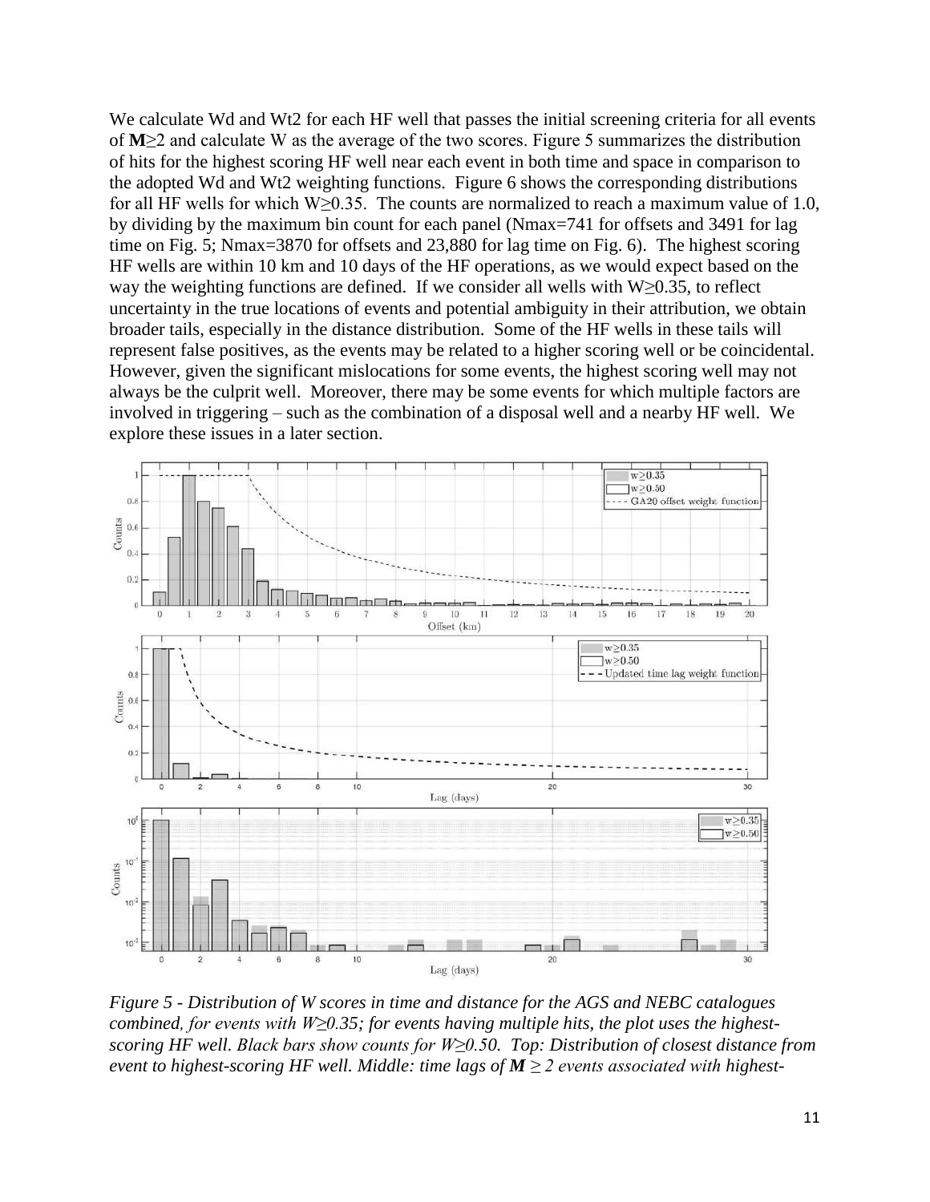We calculate Wd and Wt2 for each HF well that passes the initial screening criteria for all events of **M**≥2 and calculate W as the average of the two scores. Figure 5 summarizes the distribution of hits for the highest scoring HF well near each event in both time and space in comparison to the adopted Wd and Wt2 weighting functions. Figure 6 shows the corresponding distributions for all HF wells for which W≥0.35. The counts are normalized to reach a maximum value of 1.0, by dividing by the maximum bin count for each panel (Nmax=741 for offsets and 3491 for lag time on Fig. 5; Nmax=3870 for offsets and 23,880 for lag time on Fig. 6). The highest scoring HF wells are within 10 km and 10 days of the HF operations, as we would expect based on the way the weighting functions are defined. If we consider all wells with W≥0.35, to reflect uncertainty in the true locations of events and potential ambiguity in their attribution, we obtain broader tails, especially in the distance distribution. Some of the HF wells in these tails will represent false positives, as the events may be related to a higher scoring well or be coincidental. However, given the significant mislocations for some events, the highest scoring well may not always be the culprit well. Moreover, there may be some events for which multiple factors are involved in triggering – such as the combination of a disposal well and a nearby HF well. We explore these issues in a later section.

*Figure 5 - Distribution of W scores in time and distance for the AGS and NEBC catalogues combined, for events with W≥0.35; for events having multiple hits, the plot uses the highest-scoring HF well. Black bars show counts for W≥0.50. Top: Distribution of closest distance from event to highest-scoring HF well. Middle: time lags of **M** ≥ 2 events associated with highest-*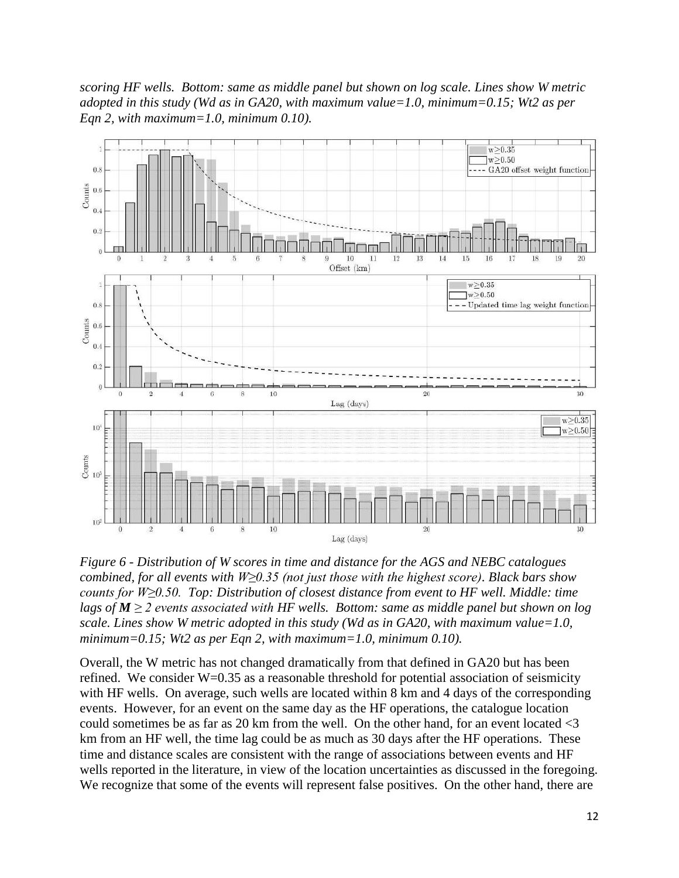*scoring HF wells. Bottom: same as middle panel but shown on log scale. Lines show W metric adopted in this study (Wd as in GA20, with maximum value=1.0, minimum=0.15; Wt2 as per Eqn 2, with maximum=1.0, minimum 0.10).*

*Figure 6 - Distribution of W scores in time and distance for the AGS and NEBC catalogues combined, for all events with W≥0.35 (not just those with the highest score). Black bars show counts for W≥0.50. Top: Distribution of closest distance from event to HF well. Middle: time lags of **M** ≥ 2 events associated with HF wells. Bottom: same as middle panel but shown on log scale. Lines show W metric adopted in this study (Wd as in GA20, with maximum value=1.0, minimum=0.15; Wt2 as per Eqn 2, with maximum=1.0, minimum 0.10).*

Overall, the W metric has not changed dramatically from that defined in GA20 but has been refined. We consider W=0.35 as a reasonable threshold for potential association of seismicity with HF wells. On average, such wells are located within 8 km and 4 days of the corresponding events. However, for an event on the same day as the HF operations, the catalogue location could sometimes be as far as 20 km from the well. On the other hand, for an event located <3 km from an HF well, the time lag could be as much as 30 days after the HF operations. These time and distance scales are consistent with the range of associations between events and HF wells reported in the literature, in view of the location uncertainties as discussed in the foregoing. We recognize that some of the events will represent false positives. On the other hand, there are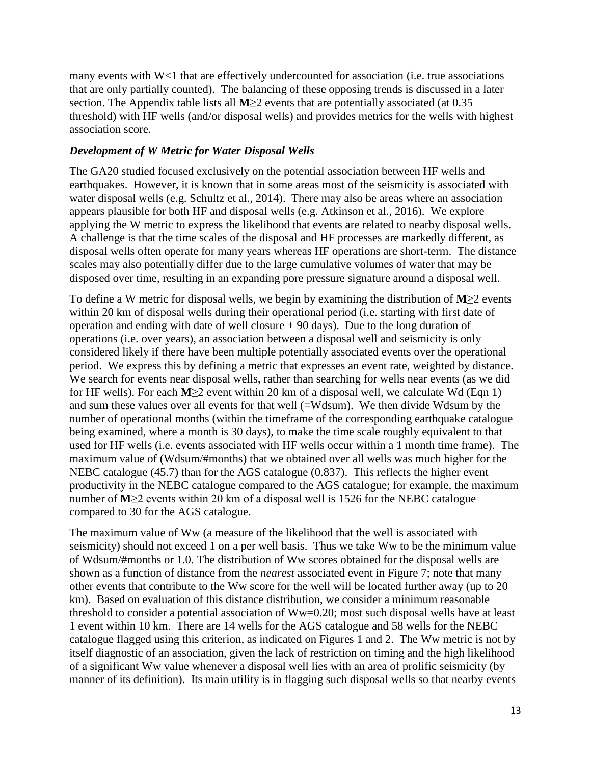many events with W<1 that are effectively undercounted for association (i.e. true associations that are only partially counted). The balancing of these opposing trends is discussed in a later section. The Appendix table lists all **M**≥2 events that are potentially associated (at 0.35 threshold) with HF wells (and/or disposal wells) and provides metrics for the wells with highest association score.

### *Development of W Metric for Water Disposal Wells*

The GA20 studied focused exclusively on the potential association between HF wells and earthquakes. However, it is known that in some areas most of the seismicity is associated with water disposal wells (e.g. Schultz et al., 2014). There may also be areas where an association appears plausible for both HF and disposal wells (e.g. Atkinson et al., 2016). We explore applying the W metric to express the likelihood that events are related to nearby disposal wells. A challenge is that the time scales of the disposal and HF processes are markedly different, as disposal wells often operate for many years whereas HF operations are short-term. The distance scales may also potentially differ due to the large cumulative volumes of water that may be disposed over time, resulting in an expanding pore pressure signature around a disposal well.

To define a W metric for disposal wells, we begin by examining the distribution of **M**≥2 events within 20 km of disposal wells during their operational period (i.e. starting with first date of operation and ending with date of well closure + 90 days). Due to the long duration of operations (i.e. over years), an association between a disposal well and seismicity is only considered likely if there have been multiple potentially associated events over the operational period. We express this by defining a metric that expresses an event rate, weighted by distance. We search for events near disposal wells, rather than searching for wells near events (as we did for HF wells). For each **M**≥2 event within 20 km of a disposal well, we calculate Wd (Eqn 1) and sum these values over all events for that well (=Wdsum). We then divide Wdsum by the number of operational months (within the timeframe of the corresponding earthquake catalogue being examined, where a month is 30 days), to make the time scale roughly equivalent to that used for HF wells (i.e. events associated with HF wells occur within a 1 month time frame). The maximum value of (Wdsum/#months) that we obtained over all wells was much higher for the NEBC catalogue (45.7) than for the AGS catalogue (0.837). This reflects the higher event productivity in the NEBC catalogue compared to the AGS catalogue; for example, the maximum number of **M**≥2 events within 20 km of a disposal well is 1526 for the NEBC catalogue compared to 30 for the AGS catalogue.

The maximum value of Ww (a measure of the likelihood that the well is associated with seismicity) should not exceed 1 on a per well basis. Thus we take Ww to be the minimum value of Wdsum/#months or 1.0. The distribution of Ww scores obtained for the disposal wells are shown as a function of distance from the *nearest* associated event in Figure 7; note that many other events that contribute to the Ww score for the well will be located further away (up to 20 km). Based on evaluation of this distance distribution, we consider a minimum reasonable threshold to consider a potential association of Ww=0.20; most such disposal wells have at least 1 event within 10 km. There are 14 wells for the AGS catalogue and 58 wells for the NEBC catalogue flagged using this criterion, as indicated on Figures 1 and 2. The Ww metric is not by itself diagnostic of an association, given the lack of restriction on timing and the high likelihood of a significant Ww value whenever a disposal well lies with an area of prolific seismicity (by manner of its definition). Its main utility is in flagging such disposal wells so that nearby events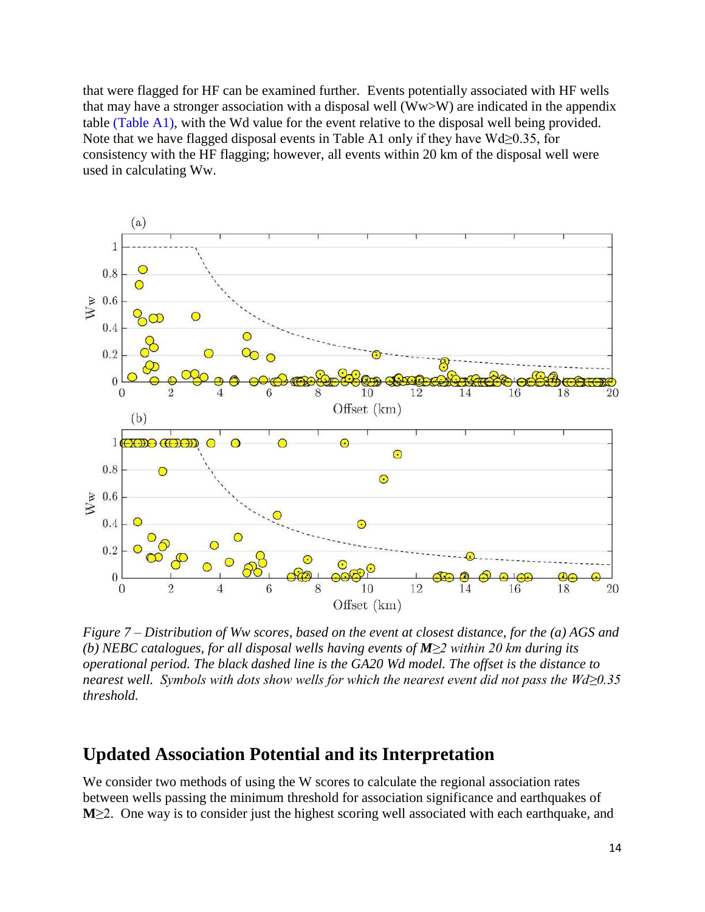that were flagged for HF can be examined further. Events potentially associated with HF wells that may have a stronger association with a disposal well (Ww>W) are indicated in the appendix table (Table A1), with the Wd value for the event relative to the disposal well being provided. Note that we have flagged disposal events in Table A1 only if they have Wd≥0.35, for consistency with the HF flagging; however, all events within 20 km of the disposal well were used in calculating Ww.

*Figure 7 – Distribution of Ww scores, based on the event at closest distance, for the (a) AGS and (b) NEBC catalogues, for all disposal wells having events of **M**≥2 within 20 km during its operational period. The black dashed line is the GA20 Wd model. The offset is the distance to nearest well. Symbols with dots show wells for which the nearest event did not pass the Wd≥0.35 threshold.*

## Updated Association Potential and its Interpretation

We consider two methods of using the W scores to calculate the regional association rates between wells passing the minimum threshold for association significance and earthquakes of **M**≥2. One way is to consider just the highest scoring well associated with each earthquake, and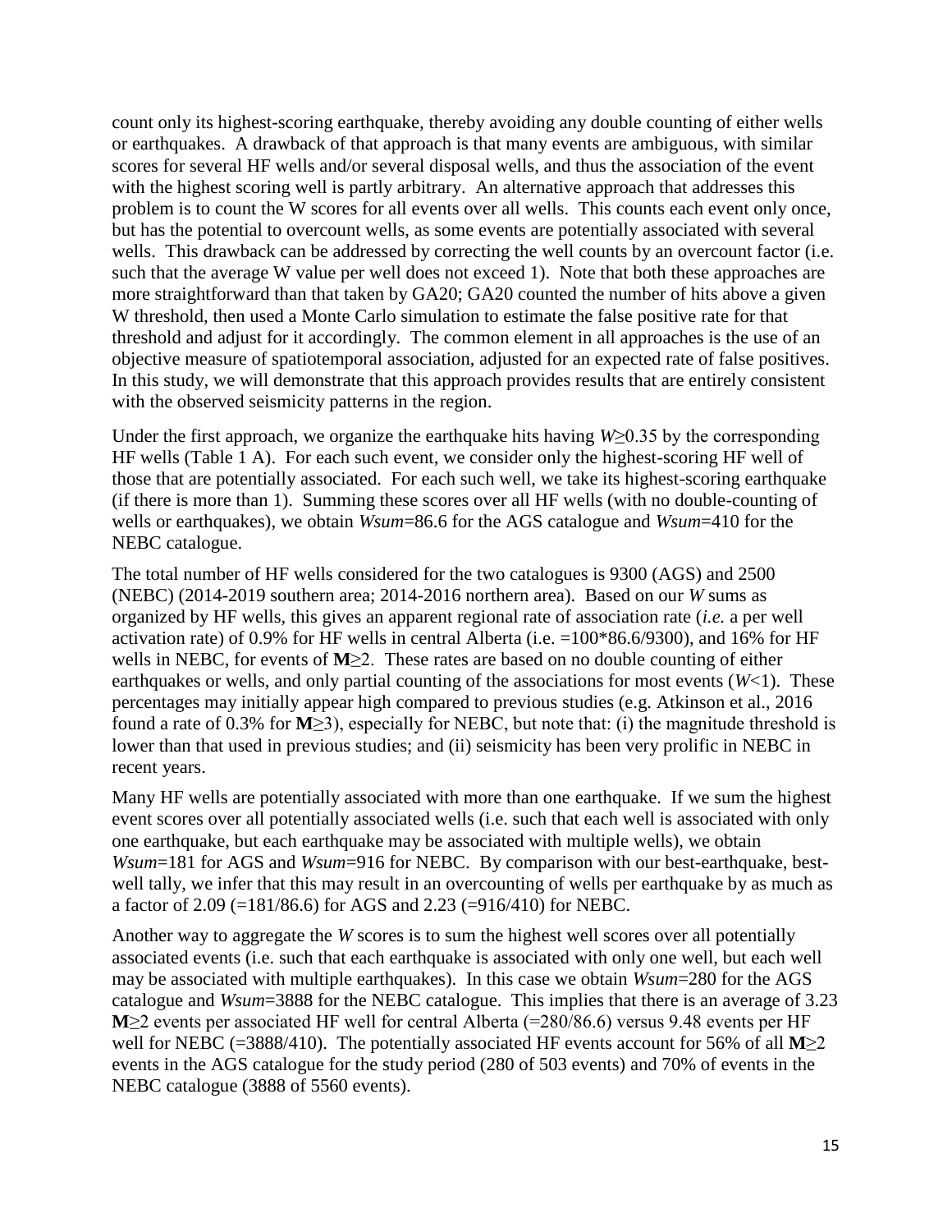count only its highest-scoring earthquake, thereby avoiding any double counting of either wells or earthquakes. A drawback of that approach is that many events are ambiguous, with similar scores for several HF wells and/or several disposal wells, and thus the association of the event with the highest scoring well is partly arbitrary. An alternative approach that addresses this problem is to count the W scores for all events over all wells. This counts each event only once, but has the potential to overcount wells, as some events are potentially associated with several wells. This drawback can be addressed by correcting the well counts by an overcount factor (i.e. such that the average W value per well does not exceed 1). Note that both these approaches are more straightforward than that taken by GA20; GA20 counted the number of hits above a given W threshold, then used a Monte Carlo simulation to estimate the false positive rate for that threshold and adjust for it accordingly. The common element in all approaches is the use of an objective measure of spatiotemporal association, adjusted for an expected rate of false positives. In this study, we will demonstrate that this approach provides results that are entirely consistent with the observed seismicity patterns in the region.

Under the first approach, we organize the earthquake hits having $W \geq 0.35$ by the corresponding HF wells (Table 1 A). For each such event, we consider only the highest-scoring HF well of those that are potentially associated. For each such well, we take its highest-scoring earthquake (if there is more than 1). Summing these scores over all HF wells (with no double-counting of wells or earthquakes), we obtain $Wsum$=86.6 for the AGS catalogue and $Wsum$=410 for the NEBC catalogue.

The total number of HF wells considered for the two catalogues is 9300 (AGS) and 2500 (NEBC) (2014-2019 southern area; 2014-2016 northern area). Based on our $W$ sums as organized by HF wells, this gives an apparent regional rate of association rate (*i.e.* a per well activation rate) of 0.9% for HF wells in central Alberta (i.e. =100*86.6/9300), and 16% for HF wells in NEBC, for events of $\mathbf{M} \geq 2$. These rates are based on no double counting of either earthquakes or wells, and only partial counting of the associations for most events ($W<1$). These percentages may initially appear high compared to previous studies (e.g. Atkinson et al., 2016 found a rate of 0.3% for $\mathbf{M} \geq 3$), especially for NEBC, but note that: (i) the magnitude threshold is lower than that used in previous studies; and (ii) seismicity has been very prolific in NEBC in recent years.

Many HF wells are potentially associated with more than one earthquake. If we sum the highest event scores over all potentially associated wells (i.e. such that each well is associated with only one earthquake, but each earthquake may be associated with multiple wells), we obtain $Wsum$=181 for AGS and $Wsum$=916 for NEBC. By comparison with our best-earthquake, best-well tally, we infer that this may result in an overcounting of wells per earthquake by as much as a factor of 2.09 (=181/86.6) for AGS and 2.23 (=916/410) for NEBC.

Another way to aggregate the $W$ scores is to sum the highest well scores over all potentially associated events (i.e. such that each earthquake is associated with only one well, but each well may be associated with multiple earthquakes). In this case we obtain $Wsum$=280 for the AGS catalogue and $Wsum$=3888 for the NEBC catalogue. This implies that there is an average of 3.23 $\mathbf{M} \geq 2$ events per associated HF well for central Alberta (=280/86.6) versus 9.48 events per HF well for NEBC (=3888/410). The potentially associated HF events account for 56% of all $\mathbf{M} \geq 2$ events in the AGS catalogue for the study period (280 of 503 events) and 70% of events in the NEBC catalogue (3888 of 5560 events).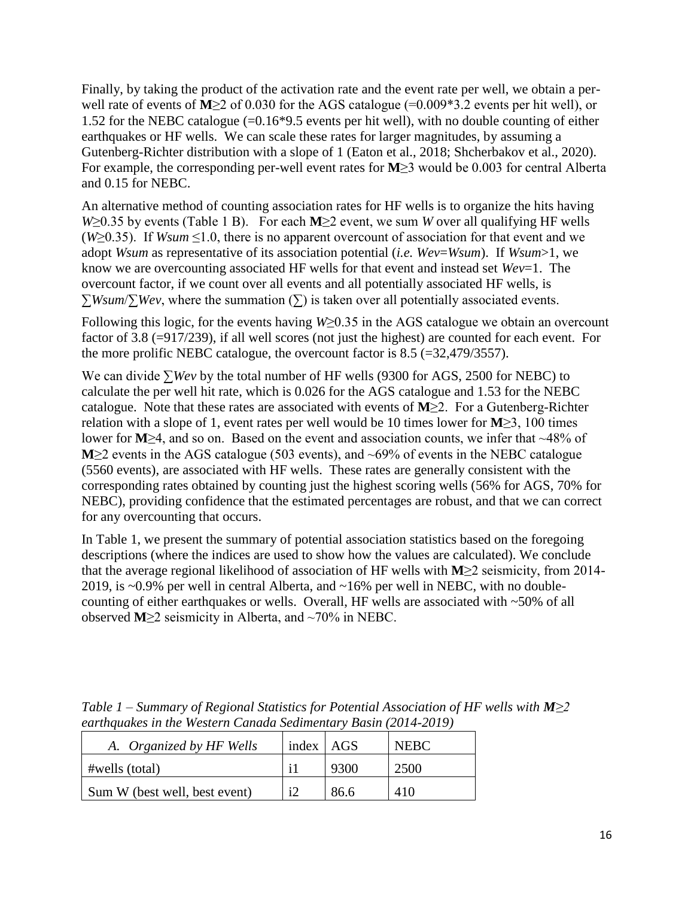Finally, by taking the product of the activation rate and the event rate per well, we obtain a per-well rate of events of **M**≥2 of 0.030 for the AGS catalogue (=0.009*3.2 events per hit well), or 1.52 for the NEBC catalogue (=0.16*9.5 events per hit well), with no double counting of either earthquakes or HF wells. We can scale these rates for larger magnitudes, by assuming a Gutenberg-Richter distribution with a slope of 1 (Eaton et al., 2018; Shcherbakov et al., 2020). For example, the corresponding per-well event rates for **M**≥3 would be 0.003 for central Alberta and 0.15 for NEBC.

An alternative method of counting association rates for HF wells is to organize the hits having $W$≥0.35 by events (Table 1 B). For each **M**≥2 event, we sum $W$ over all qualifying HF wells ($W$≥0.35). If $Wsum$ ≤1.0, there is no apparent overcount of association for that event and we adopt $Wsum$ as representative of its association potential (*i.e.* $Wev$=$Wsum$). If $Wsum$>1, we know we are overcounting associated HF wells for that event and instead set $Wev$=1. The overcount factor, if we count over all events and all potentially associated HF wells, is $\sum Wsum/\sum Wev$, where the summation ($\sum$) is taken over all potentially associated events.

Following this logic, for the events having $W$≥0.35 in the AGS catalogue we obtain an overcount factor of 3.8 (=917/239), if all well scores (not just the highest) are counted for each event. For the more prolific NEBC catalogue, the overcount factor is 8.5 (=32,479/3557).

We can divide $\sum Wev$ by the total number of HF wells (9300 for AGS, 2500 for NEBC) to calculate the per well hit rate, which is 0.026 for the AGS catalogue and 1.53 for the NEBC catalogue. Note that these rates are associated with events of **M**≥2. For a Gutenberg-Richter relation with a slope of 1, event rates per well would be 10 times lower for **M**≥3, 100 times lower for **M**≥4, and so on. Based on the event and association counts, we infer that ~48% of **M**≥2 events in the AGS catalogue (503 events), and ~69% of events in the NEBC catalogue (5560 events), are associated with HF wells. These rates are generally consistent with the corresponding rates obtained by counting just the highest scoring wells (56% for AGS, 70% for NEBC), providing confidence that the estimated percentages are robust, and that we can correct for any overcounting that occurs.

In Table 1, we present the summary of potential association statistics based on the foregoing descriptions (where the indices are used to show how the values are calculated). We conclude that the average regional likelihood of association of HF wells with **M**≥2 seismicity, from 2014-2019, is ~0.9% per well in central Alberta, and ~16% per well in NEBC, with no double-counting of either earthquakes or wells. Overall, HF wells are associated with ~50% of all observed **M**≥2 seismicity in Alberta, and ~70% in NEBC.

*Table 1 – Summary of Regional Statistics for Potential Association of HF wells with **M**≥2 earthquakes in the Western Canada Sedimentary Basin (2014-2019)*

| *A. Organized by HF Wells* | index | AGS | NEBC |
|---|---|---|---|
| #wells (total) | i1 | 9300 | 2500 |
| Sum W (best well, best event) | i2 | 86.6 | 410 |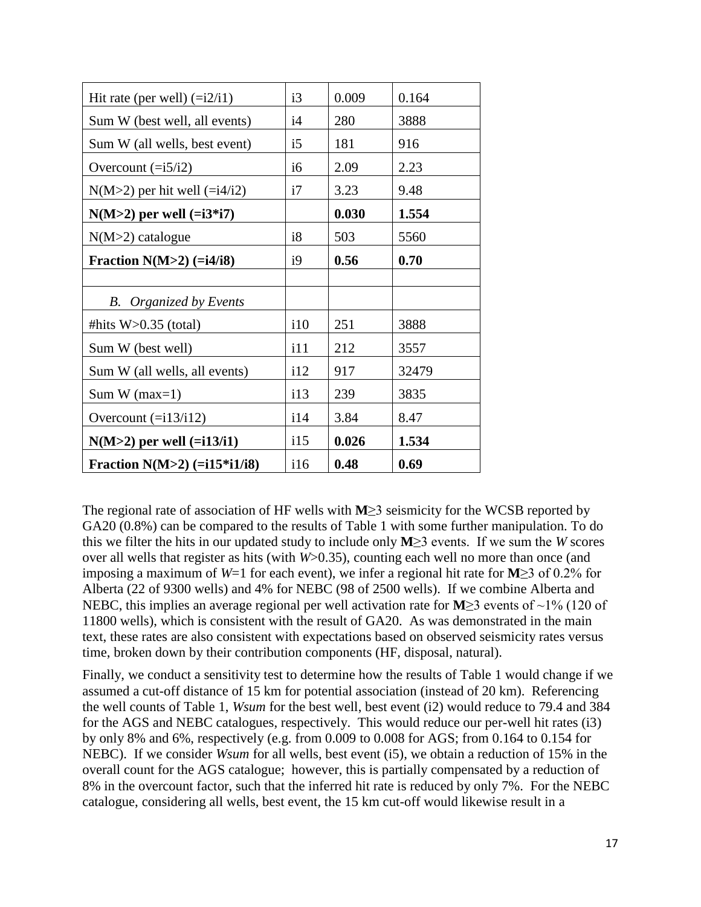| | | | |
|---|---|---|---|
| Hit rate (per well) (=i2/i1) | i3 | 0.009 | 0.164 |
| Sum W (best well, all events) | i4 | 280 | 3888 |
| Sum W (all wells, best event) | i5 | 181 | 916 |
| Overcount (=i5/i2) | i6 | 2.09 | 2.23 |
| N(M>2) per hit well (=i4/i2) | i7 | 3.23 | 9.48 |
| **N(M>2) per well (=i3*i7)** | | **0.030** | **1.554** |
| N(M>2) catalogue | i8 | 503 | 5560 |
| **Fraction N(M>2) (=i4/i8)** | i9 | **0.56** | **0.70** |
| | | | |
| *B. Organized by Events* | | | |
| #hits W>0.35 (total) | i10 | 251 | 3888 |
| Sum W (best well) | i11 | 212 | 3557 |
| Sum W (all wells, all events) | i12 | 917 | 32479 |
| Sum W (max=1) | i13 | 239 | 3835 |
| Overcount (=i13/i12) | i14 | 3.84 | 8.47 |
| **N(M>2) per well (=i13/i1)** | i15 | **0.026** | **1.534** |
| **Fraction N(M>2) (=i15*i1/i8)** | i16 | **0.48** | **0.69** |

The regional rate of association of HF wells with **M**≥3 seismicity for the WCSB reported by GA20 (0.8%) can be compared to the results of Table 1 with some further manipulation. To do this we filter the hits in our updated study to include only **M**≥3 events. If we sum the *W* scores over all wells that register as hits (with *W*>0.35), counting each well no more than once (and imposing a maximum of *W*=1 for each event), we infer a regional hit rate for **M**≥3 of 0.2% for Alberta (22 of 9300 wells) and 4% for NEBC (98 of 2500 wells). If we combine Alberta and NEBC, this implies an average regional per well activation rate for **M**≥3 events of ~1% (120 of 11800 wells), which is consistent with the result of GA20. As was demonstrated in the main text, these rates are also consistent with expectations based on observed seismicity rates versus time, broken down by their contribution components (HF, disposal, natural).

Finally, we conduct a sensitivity test to determine how the results of Table 1 would change if we assumed a cut-off distance of 15 km for potential association (instead of 20 km). Referencing the well counts of Table 1, *Wsum* for the best well, best event (i2) would reduce to 79.4 and 384 for the AGS and NEBC catalogues, respectively. This would reduce our per-well hit rates (i3) by only 8% and 6%, respectively (e.g. from 0.009 to 0.008 for AGS; from 0.164 to 0.154 for NEBC). If we consider *Wsum* for all wells, best event (i5), we obtain a reduction of 15% in the overall count for the AGS catalogue; however, this is partially compensated by a reduction of 8% in the overcount factor, such that the inferred hit rate is reduced by only 7%. For the NEBC catalogue, considering all wells, best event, the 15 km cut-off would likewise result in a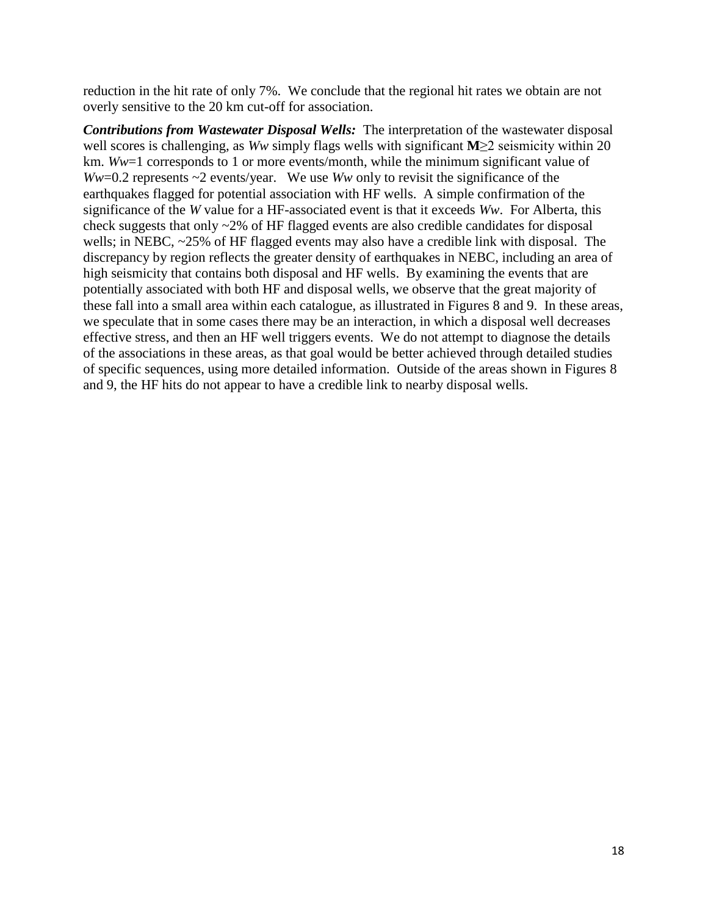reduction in the hit rate of only 7%. We conclude that the regional hit rates we obtain are not overly sensitive to the 20 km cut-off for association.

***Contributions from Wastewater Disposal Wells:*** The interpretation of the wastewater disposal well scores is challenging, as *Ww* simply flags wells with significant **M**≥2 seismicity within 20 km. *Ww*=1 corresponds to 1 or more events/month, while the minimum significant value of *Ww*=0.2 represents ~2 events/year. We use *Ww* only to revisit the significance of the earthquakes flagged for potential association with HF wells. A simple confirmation of the significance of the *W* value for a HF-associated event is that it exceeds *Ww*. For Alberta, this check suggests that only ~2% of HF flagged events are also credible candidates for disposal wells; in NEBC, ~25% of HF flagged events may also have a credible link with disposal. The discrepancy by region reflects the greater density of earthquakes in NEBC, including an area of high seismicity that contains both disposal and HF wells. By examining the events that are potentially associated with both HF and disposal wells, we observe that the great majority of these fall into a small area within each catalogue, as illustrated in Figures 8 and 9. In these areas, we speculate that in some cases there may be an interaction, in which a disposal well decreases effective stress, and then an HF well triggers events. We do not attempt to diagnose the details of the associations in these areas, as that goal would be better achieved through detailed studies of specific sequences, using more detailed information. Outside of the areas shown in Figures 8 and 9, the HF hits do not appear to have a credible link to nearby disposal wells.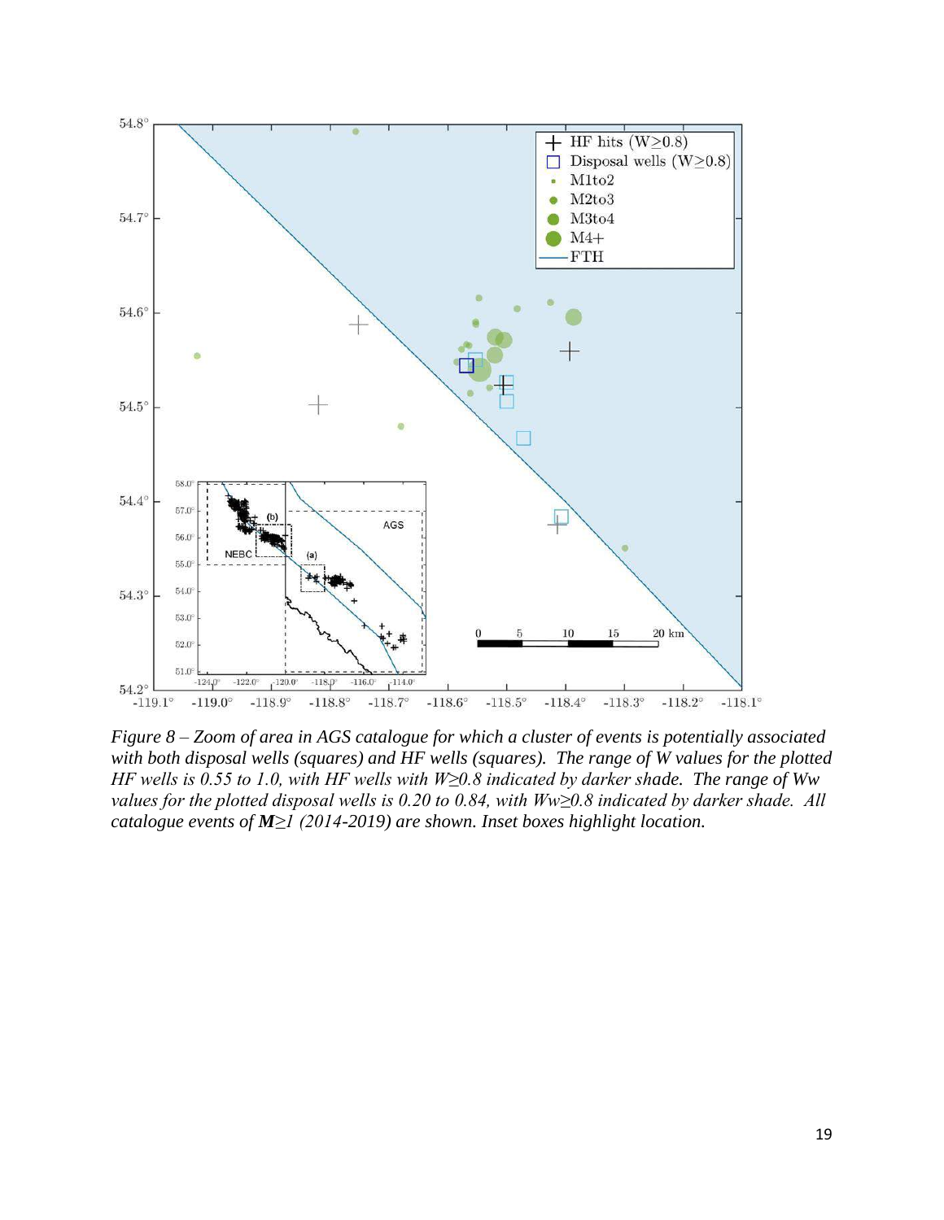*Figure 8 – Zoom of area in AGS catalogue for which a cluster of events is potentially associated with both disposal wells (squares) and HF wells (squares). The range of W values for the plotted HF wells is 0.55 to 1.0, with HF wells with W≥0.8 indicated by darker shade. The range of Ww values for the plotted disposal wells is 0.20 to 0.84, with Ww≥0.8 indicated by darker shade. All catalogue events of **M**≥1 (2014-2019) are shown. Inset boxes highlight location.*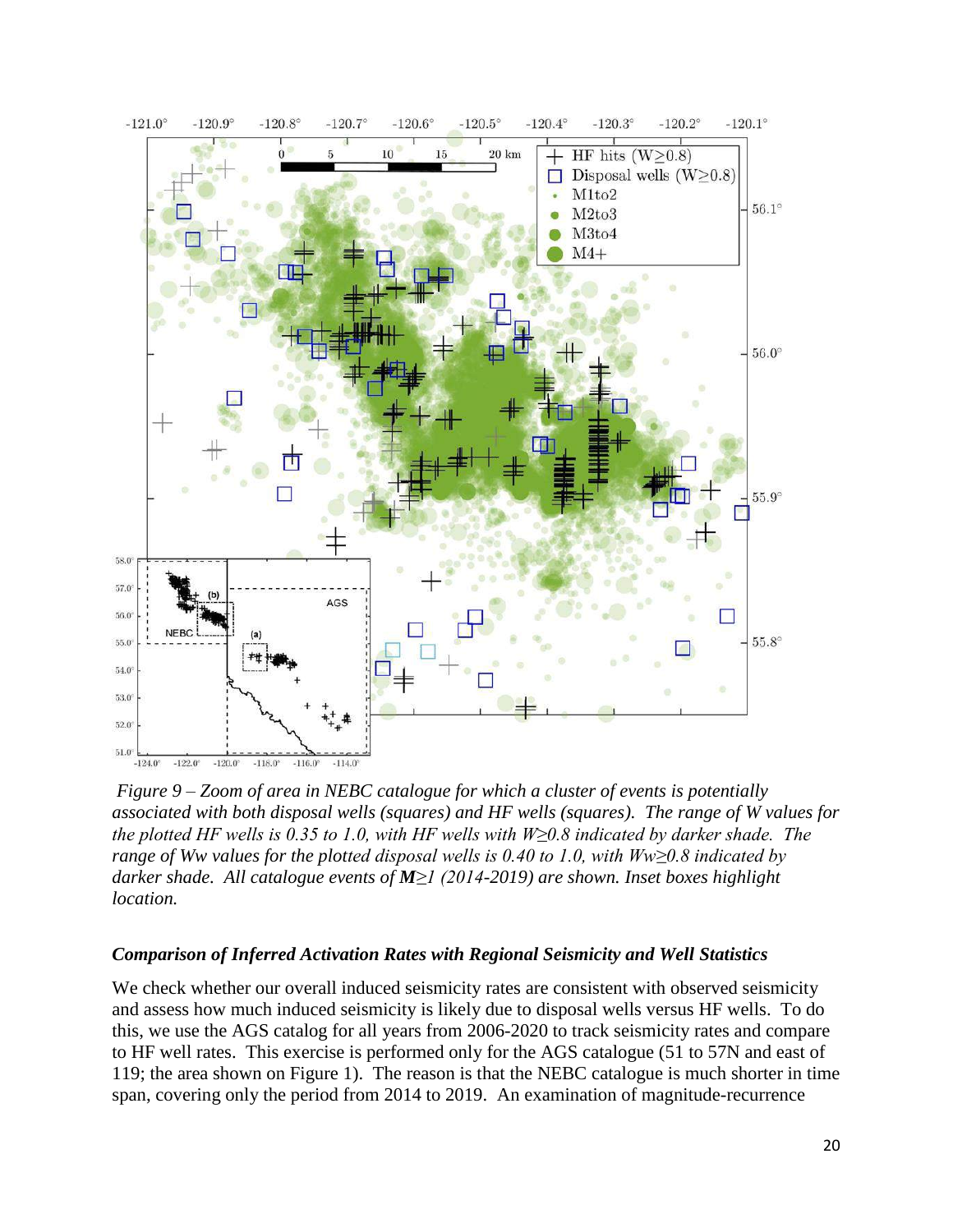*Figure 9 – Zoom of area in NEBC catalogue for which a cluster of events is potentially associated with both disposal wells (squares) and HF wells (squares). The range of W values for the plotted HF wells is 0.35 to 1.0, with HF wells with W≥0.8 indicated by darker shade. The range of Ww values for the plotted disposal wells is 0.40 to 1.0, with Ww≥0.8 indicated by darker shade. All catalogue events of **M**≥1 (2014-2019) are shown. Inset boxes highlight location.*

### *Comparison of Inferred Activation Rates with Regional Seismicity and Well Statistics*

We check whether our overall induced seismicity rates are consistent with observed seismicity and assess how much induced seismicity is likely due to disposal wells versus HF wells. To do this, we use the AGS catalog for all years from 2006-2020 to track seismicity rates and compare to HF well rates. This exercise is performed only for the AGS catalogue (51 to 57N and east of 119; the area shown on Figure 1). The reason is that the NEBC catalogue is much shorter in time span, covering only the period from 2014 to 2019. An examination of magnitude-recurrence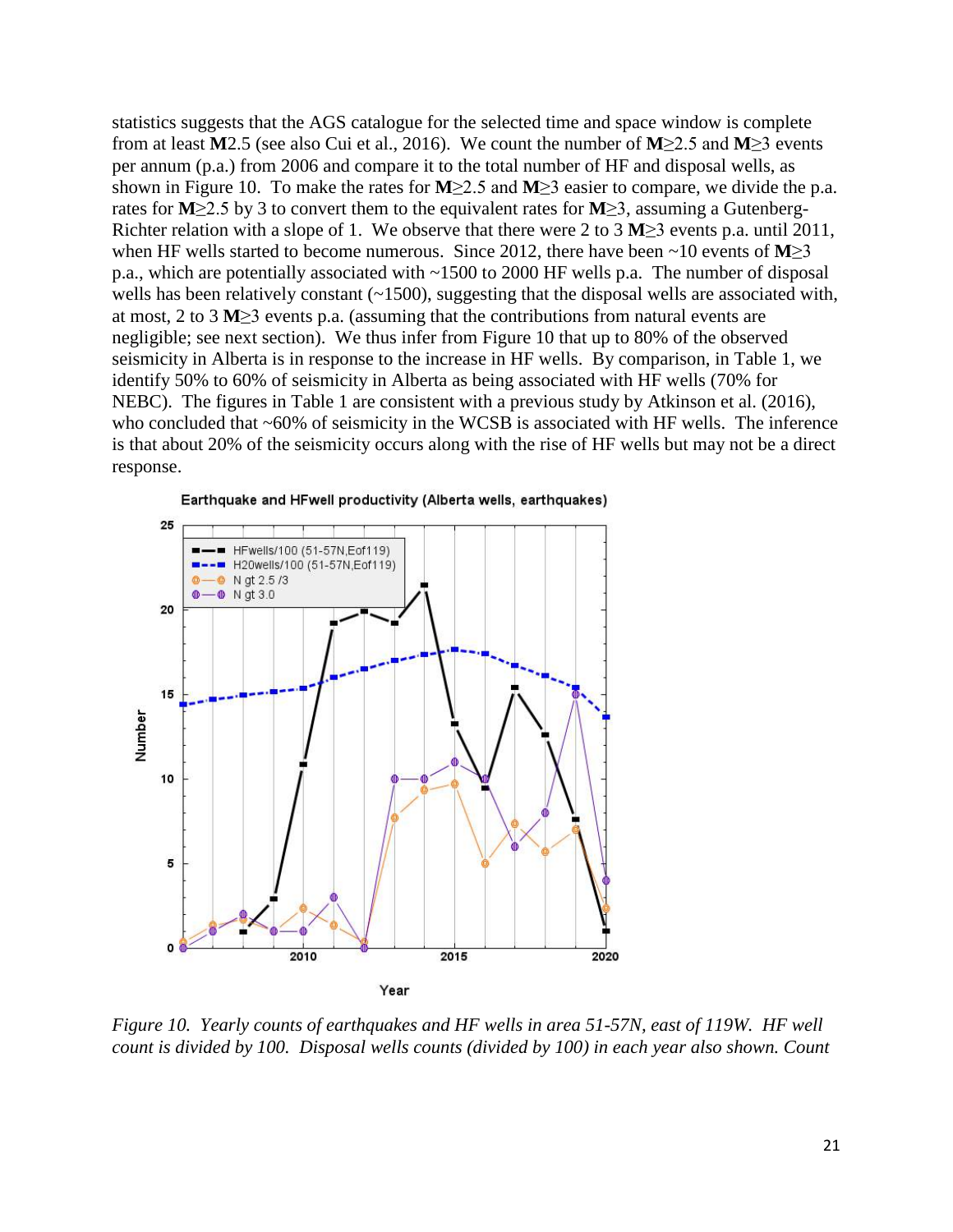statistics suggests that the AGS catalogue for the selected time and space window is complete from at least **M**2.5 (see also Cui et al., 2016). We count the number of **M**≥2.5 and **M**≥3 events per annum (p.a.) from 2006 and compare it to the total number of HF and disposal wells, as shown in Figure 10. To make the rates for **M**≥2.5 and **M**≥3 easier to compare, we divide the p.a. rates for **M**≥2.5 by 3 to convert them to the equivalent rates for **M**≥3, assuming a Gutenberg-Richter relation with a slope of 1. We observe that there were 2 to 3 **M**≥3 events p.a. until 2011, when HF wells started to become numerous. Since 2012, there have been ~10 events of **M**≥3 p.a., which are potentially associated with ~1500 to 2000 HF wells p.a. The number of disposal wells has been relatively constant (~1500), suggesting that the disposal wells are associated with, at most, 2 to 3 **M**≥3 events p.a. (assuming that the contributions from natural events are negligible; see next section). We thus infer from Figure 10 that up to 80% of the observed seismicity in Alberta is in response to the increase in HF wells. By comparison, in Table 1, we identify 50% to 60% of seismicity in Alberta as being associated with HF wells (70% for NEBC). The figures in Table 1 are consistent with a previous study by Atkinson et al. (2016), who concluded that ~60% of seismicity in the WCSB is associated with HF wells. The inference is that about 20% of the seismicity occurs along with the rise of HF wells but may not be a direct response.

*Figure 10. Yearly counts of earthquakes and HF wells in area 51-57N, east of 119W. HF well count is divided by 100. Disposal wells counts (divided by 100) in each year also shown. Count*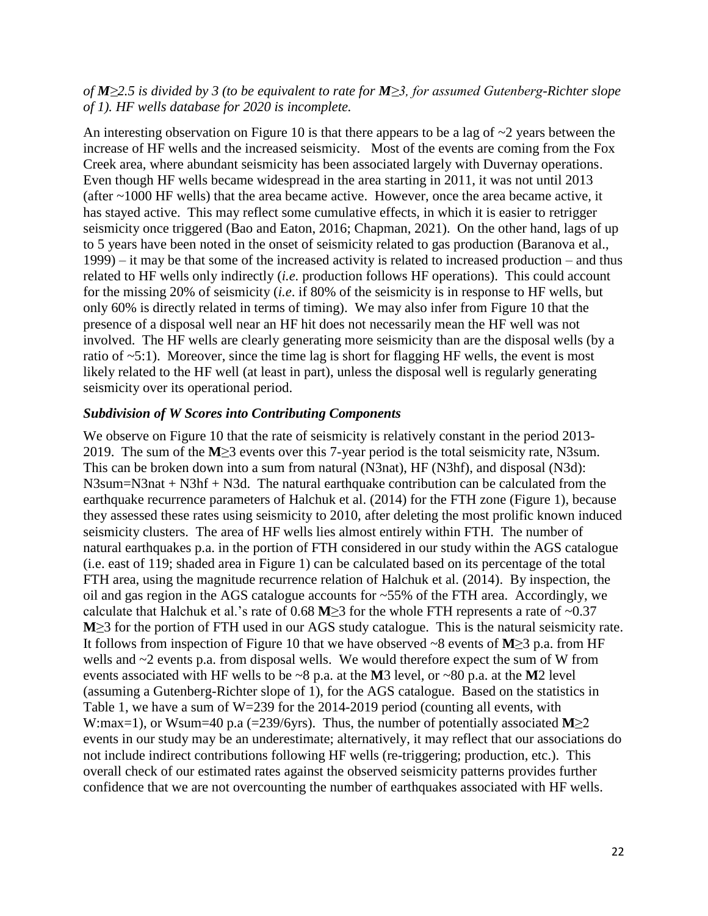*of **M**≥2.5 is divided by 3 (to be equivalent to rate for **M**≥3, for assumed Gutenberg-Richter slope of 1). HF wells database for 2020 is incomplete.*

An interesting observation on Figure 10 is that there appears to be a lag of ~2 years between the increase of HF wells and the increased seismicity. Most of the events are coming from the Fox Creek area, where abundant seismicity has been associated largely with Duvernay operations. Even though HF wells became widespread in the area starting in 2011, it was not until 2013 (after ~1000 HF wells) that the area became active. However, once the area became active, it has stayed active. This may reflect some cumulative effects, in which it is easier to retrigger seismicity once triggered (Bao and Eaton, 2016; Chapman, 2021). On the other hand, lags of up to 5 years have been noted in the onset of seismicity related to gas production (Baranova et al., 1999) – it may be that some of the increased activity is related to increased production – and thus related to HF wells only indirectly (*i.e.* production follows HF operations). This could account for the missing 20% of seismicity (*i.e*. if 80% of the seismicity is in response to HF wells, but only 60% is directly related in terms of timing). We may also infer from Figure 10 that the presence of a disposal well near an HF hit does not necessarily mean the HF well was not involved. The HF wells are clearly generating more seismicity than are the disposal wells (by a ratio of ~5:1). Moreover, since the time lag is short for flagging HF wells, the event is most likely related to the HF well (at least in part), unless the disposal well is regularly generating seismicity over its operational period.

### *Subdivision of W Scores into Contributing Components*

We observe on Figure 10 that the rate of seismicity is relatively constant in the period 2013-2019. The sum of the **M**≥3 events over this 7-year period is the total seismicity rate, N3sum. This can be broken down into a sum from natural (N3nat), HF (N3hf), and disposal (N3d): N3sum=N3nat + N3hf + N3d. The natural earthquake contribution can be calculated from the earthquake recurrence parameters of Halchuk et al. (2014) for the FTH zone (Figure 1), because they assessed these rates using seismicity to 2010, after deleting the most prolific known induced seismicity clusters. The area of HF wells lies almost entirely within FTH. The number of natural earthquakes p.a. in the portion of FTH considered in our study within the AGS catalogue (i.e. east of 119; shaded area in Figure 1) can be calculated based on its percentage of the total FTH area, using the magnitude recurrence relation of Halchuk et al. (2014). By inspection, the oil and gas region in the AGS catalogue accounts for ~55% of the FTH area. Accordingly, we calculate that Halchuk et al.'s rate of 0.68 **M**≥3 for the whole FTH represents a rate of ~0.37 **M**≥3 for the portion of FTH used in our AGS study catalogue. This is the natural seismicity rate. It follows from inspection of Figure 10 that we have observed ~8 events of **M**≥3 p.a. from HF wells and ~2 events p.a. from disposal wells. We would therefore expect the sum of W from events associated with HF wells to be ~8 p.a. at the **M**3 level, or ~80 p.a. at the **M**2 level (assuming a Gutenberg-Richter slope of 1), for the AGS catalogue. Based on the statistics in Table 1, we have a sum of W=239 for the 2014-2019 period (counting all events, with W:max=1), or Wsum=40 p.a (=239/6yrs). Thus, the number of potentially associated **M**≥2 events in our study may be an underestimate; alternatively, it may reflect that our associations do not include indirect contributions following HF wells (re-triggering; production, etc.). This overall check of our estimated rates against the observed seismicity patterns provides further confidence that we are not overcounting the number of earthquakes associated with HF wells.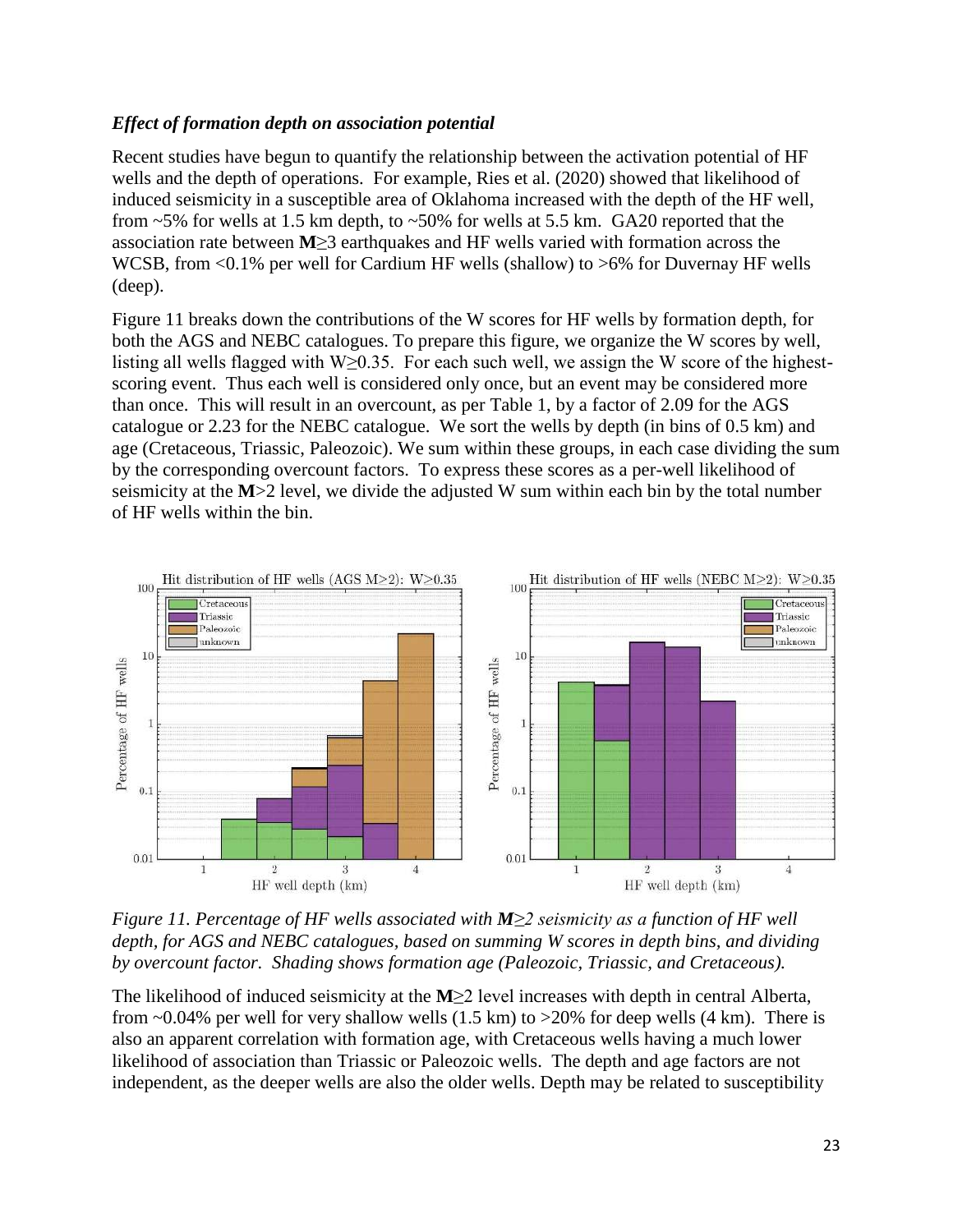### *Effect of formation depth on association potential*

Recent studies have begun to quantify the relationship between the activation potential of HF wells and the depth of operations. For example, Ries et al. (2020) showed that likelihood of induced seismicity in a susceptible area of Oklahoma increased with the depth of the HF well, from ~5% for wells at 1.5 km depth, to ~50% for wells at 5.5 km. GA20 reported that the association rate between **M**≥3 earthquakes and HF wells varied with formation across the WCSB, from <0.1% per well for Cardium HF wells (shallow) to >6% for Duvernay HF wells (deep).

Figure 11 breaks down the contributions of the W scores for HF wells by formation depth, for both the AGS and NEBC catalogues. To prepare this figure, we organize the W scores by well, listing all wells flagged with W≥0.35. For each such well, we assign the W score of the highest-scoring event. Thus each well is considered only once, but an event may be considered more than once. This will result in an overcount, as per Table 1, by a factor of 2.09 for the AGS catalogue or 2.23 for the NEBC catalogue. We sort the wells by depth (in bins of 0.5 km) and age (Cretaceous, Triassic, Paleozoic). We sum within these groups, in each case dividing the sum by the corresponding overcount factors. To express these scores as a per-well likelihood of seismicity at the **M**>2 level, we divide the adjusted W sum within each bin by the total number of HF wells within the bin.

*Figure 11. Percentage of HF wells associated with **M**≥2 seismicity as a function of HF well depth, for AGS and NEBC catalogues, based on summing W scores in depth bins, and dividing by overcount factor. Shading shows formation age (Paleozoic, Triassic, and Cretaceous).*

The likelihood of induced seismicity at the **M**≥2 level increases with depth in central Alberta, from ~0.04% per well for very shallow wells (1.5 km) to >20% for deep wells (4 km). There is also an apparent correlation with formation age, with Cretaceous wells having a much lower likelihood of association than Triassic or Paleozoic wells. The depth and age factors are not independent, as the deeper wells are also the older wells. Depth may be related to susceptibility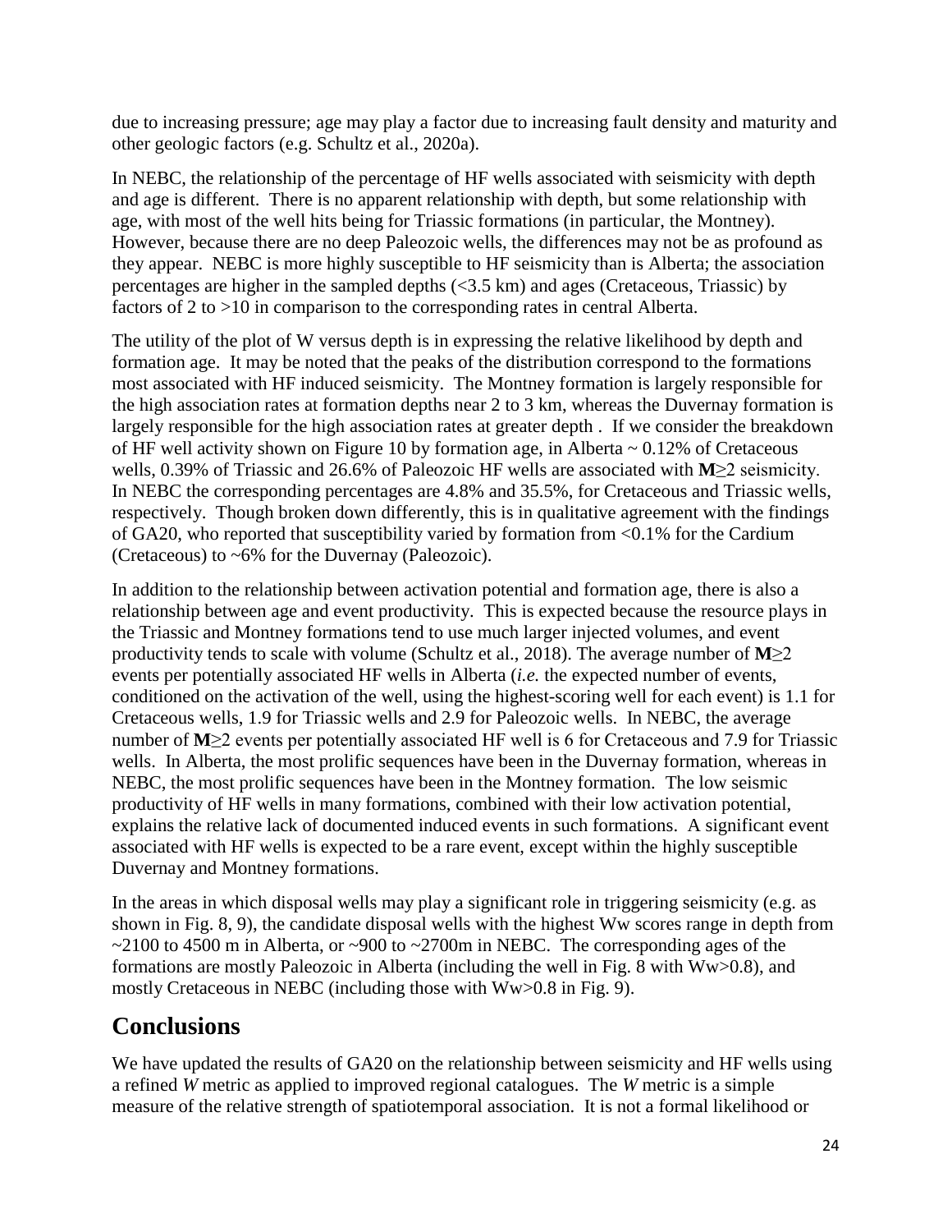due to increasing pressure; age may play a factor due to increasing fault density and maturity and other geologic factors (e.g. Schultz et al., 2020a).

In NEBC, the relationship of the percentage of HF wells associated with seismicity with depth and age is different. There is no apparent relationship with depth, but some relationship with age, with most of the well hits being for Triassic formations (in particular, the Montney). However, because there are no deep Paleozoic wells, the differences may not be as profound as they appear. NEBC is more highly susceptible to HF seismicity than is Alberta; the association percentages are higher in the sampled depths (<3.5 km) and ages (Cretaceous, Triassic) by factors of 2 to >10 in comparison to the corresponding rates in central Alberta.

The utility of the plot of W versus depth is in expressing the relative likelihood by depth and formation age. It may be noted that the peaks of the distribution correspond to the formations most associated with HF induced seismicity. The Montney formation is largely responsible for the high association rates at formation depths near 2 to 3 km, whereas the Duvernay formation is largely responsible for the high association rates at greater depth . If we consider the breakdown of HF well activity shown on Figure 10 by formation age, in Alberta ~ 0.12% of Cretaceous wells, 0.39% of Triassic and 26.6% of Paleozoic HF wells are associated with $\mathbf{M}\geq 2$ seismicity. In NEBC the corresponding percentages are 4.8% and 35.5%, for Cretaceous and Triassic wells, respectively. Though broken down differently, this is in qualitative agreement with the findings of GA20, who reported that susceptibility varied by formation from <0.1% for the Cardium (Cretaceous) to ~6% for the Duvernay (Paleozoic).

In addition to the relationship between activation potential and formation age, there is also a relationship between age and event productivity. This is expected because the resource plays in the Triassic and Montney formations tend to use much larger injected volumes, and event productivity tends to scale with volume (Schultz et al., 2018). The average number of $\mathbf{M}\geq 2$ events per potentially associated HF wells in Alberta (*i.e.* the expected number of events, conditioned on the activation of the well, using the highest-scoring well for each event) is 1.1 for Cretaceous wells, 1.9 for Triassic wells and 2.9 for Paleozoic wells. In NEBC, the average number of $\mathbf{M}\geq 2$ events per potentially associated HF well is 6 for Cretaceous and 7.9 for Triassic wells. In Alberta, the most prolific sequences have been in the Duvernay formation, whereas in NEBC, the most prolific sequences have been in the Montney formation. The low seismic productivity of HF wells in many formations, combined with their low activation potential, explains the relative lack of documented induced events in such formations. A significant event associated with HF wells is expected to be a rare event, except within the highly susceptible Duvernay and Montney formations.

In the areas in which disposal wells may play a significant role in triggering seismicity (e.g. as shown in Fig. 8, 9), the candidate disposal wells with the highest Ww scores range in depth from ~2100 to 4500 m in Alberta, or ~900 to ~2700m in NEBC. The corresponding ages of the formations are mostly Paleozoic in Alberta (including the well in Fig. 8 with Ww>0.8), and mostly Cretaceous in NEBC (including those with Ww>0.8 in Fig. 9).

## Conclusions

We have updated the results of GA20 on the relationship between seismicity and HF wells using a refined *W* metric as applied to improved regional catalogues. The *W* metric is a simple measure of the relative strength of spatiotemporal association. It is not a formal likelihood or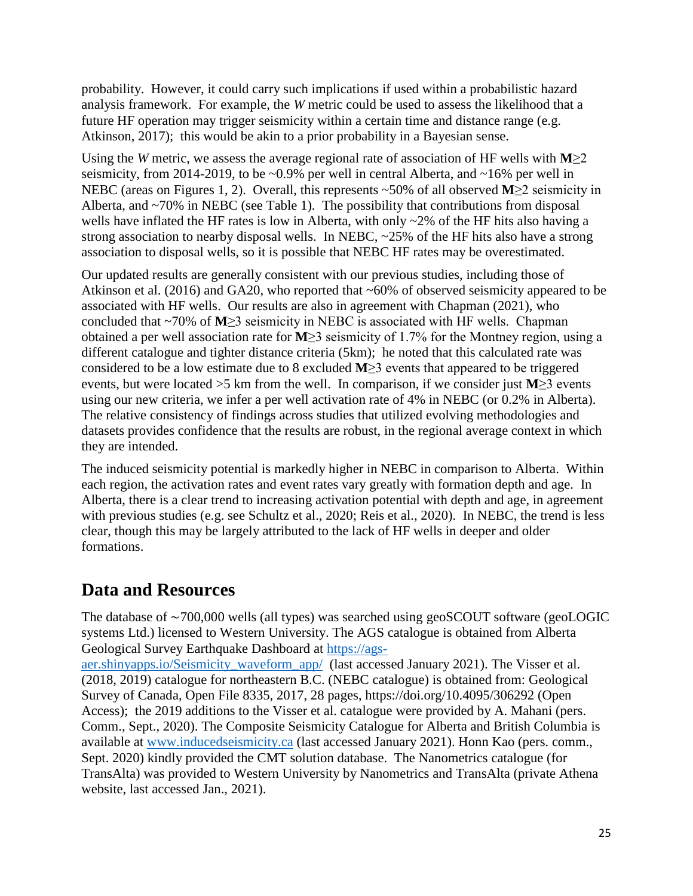probability. However, it could carry such implications if used within a probabilistic hazard analysis framework. For example, the *W* metric could be used to assess the likelihood that a future HF operation may trigger seismicity within a certain time and distance range (e.g. Atkinson, 2017); this would be akin to a prior probability in a Bayesian sense.

Using the *W* metric, we assess the average regional rate of association of HF wells with **M**≥2 seismicity, from 2014-2019, to be ~0.9% per well in central Alberta, and ~16% per well in NEBC (areas on Figures 1, 2). Overall, this represents ~50% of all observed **M**≥2 seismicity in Alberta, and ~70% in NEBC (see Table 1). The possibility that contributions from disposal wells have inflated the HF rates is low in Alberta, with only ~2% of the HF hits also having a strong association to nearby disposal wells. In NEBC, ~25% of the HF hits also have a strong association to disposal wells, so it is possible that NEBC HF rates may be overestimated.

Our updated results are generally consistent with our previous studies, including those of Atkinson et al. (2016) and GA20, who reported that ~60% of observed seismicity appeared to be associated with HF wells. Our results are also in agreement with Chapman (2021), who concluded that ~70% of **M**≥3 seismicity in NEBC is associated with HF wells. Chapman obtained a per well association rate for **M**≥3 seismicity of 1.7% for the Montney region, using a different catalogue and tighter distance criteria (5km); he noted that this calculated rate was considered to be a low estimate due to 8 excluded **M**≥3 events that appeared to be triggered events, but were located >5 km from the well. In comparison, if we consider just **M**≥3 events using our new criteria, we infer a per well activation rate of 4% in NEBC (or 0.2% in Alberta). The relative consistency of findings across studies that utilized evolving methodologies and datasets provides confidence that the results are robust, in the regional average context in which they are intended.

The induced seismicity potential is markedly higher in NEBC in comparison to Alberta. Within each region, the activation rates and event rates vary greatly with formation depth and age. In Alberta, there is a clear trend to increasing activation potential with depth and age, in agreement with previous studies (e.g. see Schultz et al., 2020; Reis et al., 2020). In NEBC, the trend is less clear, though this may be largely attributed to the lack of HF wells in deeper and older formations.

## Data and Resources

The database of ~700,000 wells (all types) was searched using geoSCOUT software (geoLOGIC systems Ltd.) licensed to Western University. The AGS catalogue is obtained from Alberta Geological Survey Earthquake Dashboard at https://ags-aer.shinyapps.io/Seismicity_waveform_app/ (last accessed January 2021). The Visser et al. (2018, 2019) catalogue for northeastern B.C. (NEBC catalogue) is obtained from: Geological Survey of Canada, Open File 8335, 2017, 28 pages, https://doi.org/10.4095/306292 (Open Access); the 2019 additions to the Visser et al. catalogue were provided by A. Mahani (pers. Comm., Sept., 2020). The Composite Seismicity Catalogue for Alberta and British Columbia is available at www.inducedseismicity.ca (last accessed January 2021). Honn Kao (pers. comm., Sept. 2020) kindly provided the CMT solution database. The Nanometrics catalogue (for TransAlta) was provided to Western University by Nanometrics and TransAlta (private Athena website, last accessed Jan., 2021).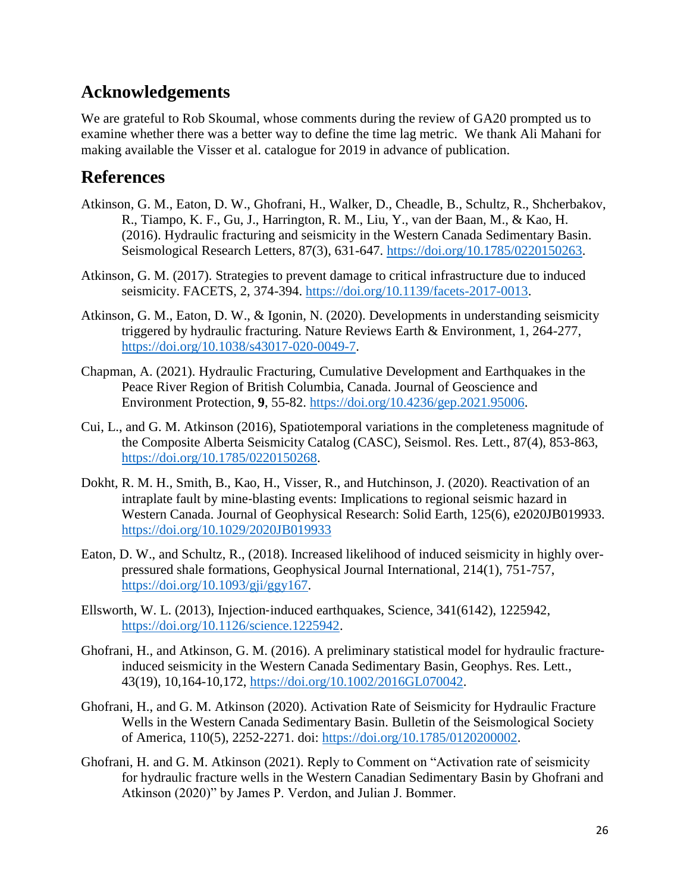## Acknowledgements

We are grateful to Rob Skoumal, whose comments during the review of GA20 prompted us to examine whether there was a better way to define the time lag metric. We thank Ali Mahani for making available the Visser et al. catalogue for 2019 in advance of publication.

## References

Atkinson, G. M., Eaton, D. W., Ghofrani, H., Walker, D., Cheadle, B., Schultz, R., Shcherbakov, R., Tiampo, K. F., Gu, J., Harrington, R. M., Liu, Y., van der Baan, M., & Kao, H. (2016). Hydraulic fracturing and seismicity in the Western Canada Sedimentary Basin. Seismological Research Letters, 87(3), 631-647. https://doi.org/10.1785/0220150263.

Atkinson, G. M. (2017). Strategies to prevent damage to critical infrastructure due to induced seismicity. FACETS, 2, 374-394. https://doi.org/10.1139/facets-2017-0013.

Atkinson, G. M., Eaton, D. W., & Igonin, N. (2020). Developments in understanding seismicity triggered by hydraulic fracturing. Nature Reviews Earth & Environment, 1, 264-277, https://doi.org/10.1038/s43017-020-0049-7.

Chapman, A. (2021). Hydraulic Fracturing, Cumulative Development and Earthquakes in the Peace River Region of British Columbia, Canada. Journal of Geoscience and Environment Protection, **9**, 55-82. https://doi.org/10.4236/gep.2021.95006.

Cui, L., and G. M. Atkinson (2016), Spatiotemporal variations in the completeness magnitude of the Composite Alberta Seismicity Catalog (CASC), Seismol. Res. Lett., 87(4), 853-863, https://doi.org/10.1785/0220150268.

Dokht, R. M. H., Smith, B., Kao, H., Visser, R., and Hutchinson, J. (2020). Reactivation of an intraplate fault by mine-blasting events: Implications to regional seismic hazard in Western Canada. Journal of Geophysical Research: Solid Earth, 125(6), e2020JB019933. https://doi.org/10.1029/2020JB019933

Eaton, D. W., and Schultz, R., (2018). Increased likelihood of induced seismicity in highly over-pressured shale formations, Geophysical Journal International, 214(1), 751-757, https://doi.org/10.1093/gji/ggy167.

Ellsworth, W. L. (2013), Injection-induced earthquakes, Science, 341(6142), 1225942, https://doi.org/10.1126/science.1225942.

Ghofrani, H., and Atkinson, G. M. (2016). A preliminary statistical model for hydraulic fracture-induced seismicity in the Western Canada Sedimentary Basin, Geophys. Res. Lett., 43(19), 10,164-10,172, https://doi.org/10.1002/2016GL070042.

Ghofrani, H., and G. M. Atkinson (2020). Activation Rate of Seismicity for Hydraulic Fracture Wells in the Western Canada Sedimentary Basin. Bulletin of the Seismological Society of America, 110(5), 2252-2271. doi: https://doi.org/10.1785/0120200002.

Ghofrani, H. and G. M. Atkinson (2021). Reply to Comment on "Activation rate of seismicity for hydraulic fracture wells in the Western Canadian Sedimentary Basin by Ghofrani and Atkinson (2020)" by James P. Verdon, and Julian J. Bommer.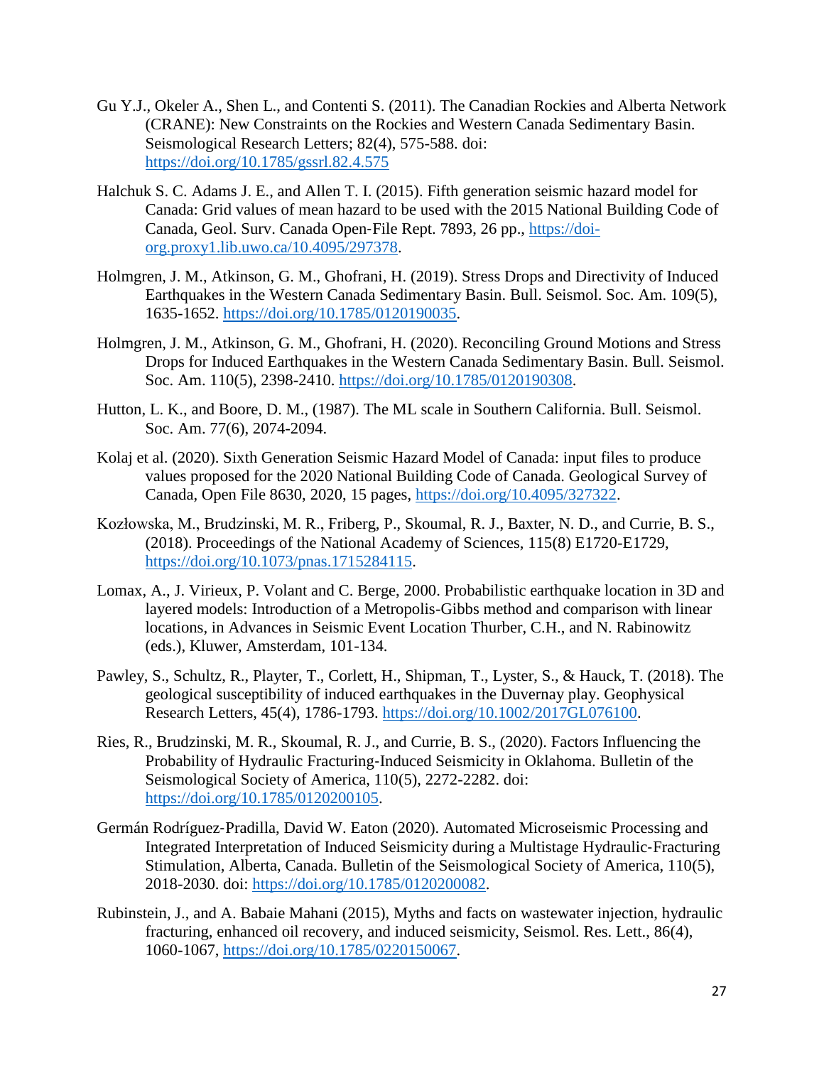Gu Y.J., Okeler A., Shen L., and Contenti S. (2011). The Canadian Rockies and Alberta Network (CRANE): New Constraints on the Rockies and Western Canada Sedimentary Basin. Seismological Research Letters; 82(4), 575-588. doi: https://doi.org/10.1785/gssrl.82.4.575

Halchuk S. C. Adams J. E., and Allen T. I. (2015). Fifth generation seismic hazard model for Canada: Grid values of mean hazard to be used with the 2015 National Building Code of Canada, Geol. Surv. Canada Open-File Rept. 7893, 26 pp., https://doi-org.proxy1.lib.uwo.ca/10.4095/297378.

Holmgren, J. M., Atkinson, G. M., Ghofrani, H. (2019). Stress Drops and Directivity of Induced Earthquakes in the Western Canada Sedimentary Basin. Bull. Seismol. Soc. Am. 109(5), 1635-1652. https://doi.org/10.1785/0120190035.

Holmgren, J. M., Atkinson, G. M., Ghofrani, H. (2020). Reconciling Ground Motions and Stress Drops for Induced Earthquakes in the Western Canada Sedimentary Basin. Bull. Seismol. Soc. Am. 110(5), 2398-2410. https://doi.org/10.1785/0120190308.

Hutton, L. K., and Boore, D. M., (1987). The ML scale in Southern California. Bull. Seismol. Soc. Am. 77(6), 2074-2094.

Kolaj et al. (2020). Sixth Generation Seismic Hazard Model of Canada: input files to produce values proposed for the 2020 National Building Code of Canada. Geological Survey of Canada, Open File 8630, 2020, 15 pages, https://doi.org/10.4095/327322.

Kozłowska, M., Brudzinski, M. R., Friberg, P., Skoumal, R. J., Baxter, N. D., and Currie, B. S., (2018). Proceedings of the National Academy of Sciences, 115(8) E1720-E1729, https://doi.org/10.1073/pnas.1715284115.

Lomax, A., J. Virieux, P. Volant and C. Berge, 2000. Probabilistic earthquake location in 3D and layered models: Introduction of a Metropolis-Gibbs method and comparison with linear locations, in Advances in Seismic Event Location Thurber, C.H., and N. Rabinowitz (eds.), Kluwer, Amsterdam, 101-134.

Pawley, S., Schultz, R., Playter, T., Corlett, H., Shipman, T., Lyster, S., & Hauck, T. (2018). The geological susceptibility of induced earthquakes in the Duvernay play. Geophysical Research Letters, 45(4), 1786-1793. https://doi.org/10.1002/2017GL076100.

Ries, R., Brudzinski, M. R., Skoumal, R. J., and Currie, B. S., (2020). Factors Influencing the Probability of Hydraulic Fracturing-Induced Seismicity in Oklahoma. Bulletin of the Seismological Society of America, 110(5), 2272-2282. doi: https://doi.org/10.1785/0120200105.

Germán Rodríguez-Pradilla, David W. Eaton (2020). Automated Microseismic Processing and Integrated Interpretation of Induced Seismicity during a Multistage Hydraulic-Fracturing Stimulation, Alberta, Canada. Bulletin of the Seismological Society of America, 110(5), 2018-2030. doi: https://doi.org/10.1785/0120200082.

Rubinstein, J., and A. Babaie Mahani (2015), Myths and facts on wastewater injection, hydraulic fracturing, enhanced oil recovery, and induced seismicity, Seismol. Res. Lett., 86(4), 1060-1067, https://doi.org/10.1785/0220150067.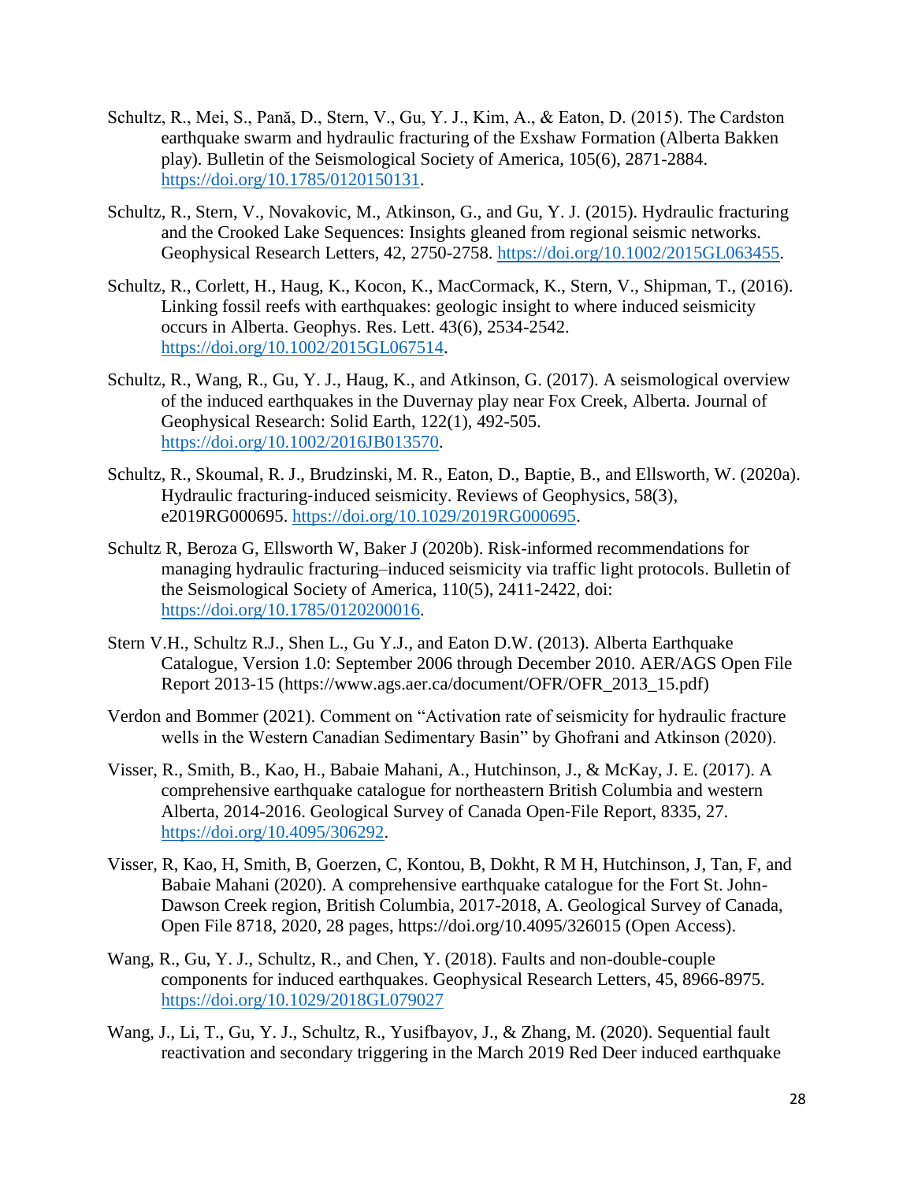Schultz, R., Mei, S., Pană, D., Stern, V., Gu, Y. J., Kim, A., & Eaton, D. (2015). The Cardston earthquake swarm and hydraulic fracturing of the Exshaw Formation (Alberta Bakken play). Bulletin of the Seismological Society of America, 105(6), 2871-2884. https://doi.org/10.1785/0120150131.

Schultz, R., Stern, V., Novakovic, M., Atkinson, G., and Gu, Y. J. (2015). Hydraulic fracturing and the Crooked Lake Sequences: Insights gleaned from regional seismic networks. Geophysical Research Letters, 42, 2750-2758. https://doi.org/10.1002/2015GL063455.

Schultz, R., Corlett, H., Haug, K., Kocon, K., MacCormack, K., Stern, V., Shipman, T., (2016). Linking fossil reefs with earthquakes: geologic insight to where induced seismicity occurs in Alberta. Geophys. Res. Lett. 43(6), 2534-2542. https://doi.org/10.1002/2015GL067514.

Schultz, R., Wang, R., Gu, Y. J., Haug, K., and Atkinson, G. (2017). A seismological overview of the induced earthquakes in the Duvernay play near Fox Creek, Alberta. Journal of Geophysical Research: Solid Earth, 122(1), 492-505. https://doi.org/10.1002/2016JB013570.

Schultz, R., Skoumal, R. J., Brudzinski, M. R., Eaton, D., Baptie, B., and Ellsworth, W. (2020a). Hydraulic fracturing-induced seismicity. Reviews of Geophysics, 58(3), e2019RG000695. https://doi.org/10.1029/2019RG000695.

Schultz R, Beroza G, Ellsworth W, Baker J (2020b). Risk-informed recommendations for managing hydraulic fracturing–induced seismicity via traffic light protocols. Bulletin of the Seismological Society of America, 110(5), 2411-2422, doi: https://doi.org/10.1785/0120200016.

Stern V.H., Schultz R.J., Shen L., Gu Y.J., and Eaton D.W. (2013). Alberta Earthquake Catalogue, Version 1.0: September 2006 through December 2010. AER/AGS Open File Report 2013-15 (https://www.ags.aer.ca/document/OFR/OFR_2013_15.pdf)

Verdon and Bommer (2021). Comment on "Activation rate of seismicity for hydraulic fracture wells in the Western Canadian Sedimentary Basin" by Ghofrani and Atkinson (2020).

Visser, R., Smith, B., Kao, H., Babaie Mahani, A., Hutchinson, J., & McKay, J. E. (2017). A comprehensive earthquake catalogue for northeastern British Columbia and western Alberta, 2014-2016. Geological Survey of Canada Open-File Report, 8335, 27. https://doi.org/10.4095/306292.

Visser, R, Kao, H, Smith, B, Goerzen, C, Kontou, B, Dokht, R M H, Hutchinson, J, Tan, F, and Babaie Mahani (2020). A comprehensive earthquake catalogue for the Fort St. John-Dawson Creek region, British Columbia, 2017-2018, A. Geological Survey of Canada, Open File 8718, 2020, 28 pages, https://doi.org/10.4095/326015 (Open Access).

Wang, R., Gu, Y. J., Schultz, R., and Chen, Y. (2018). Faults and non-double-couple components for induced earthquakes. Geophysical Research Letters, 45, 8966-8975. https://doi.org/10.1029/2018GL079027

Wang, J., Li, T., Gu, Y. J., Schultz, R., Yusifbayov, J., & Zhang, M. (2020). Sequential fault reactivation and secondary triggering in the March 2019 Red Deer induced earthquake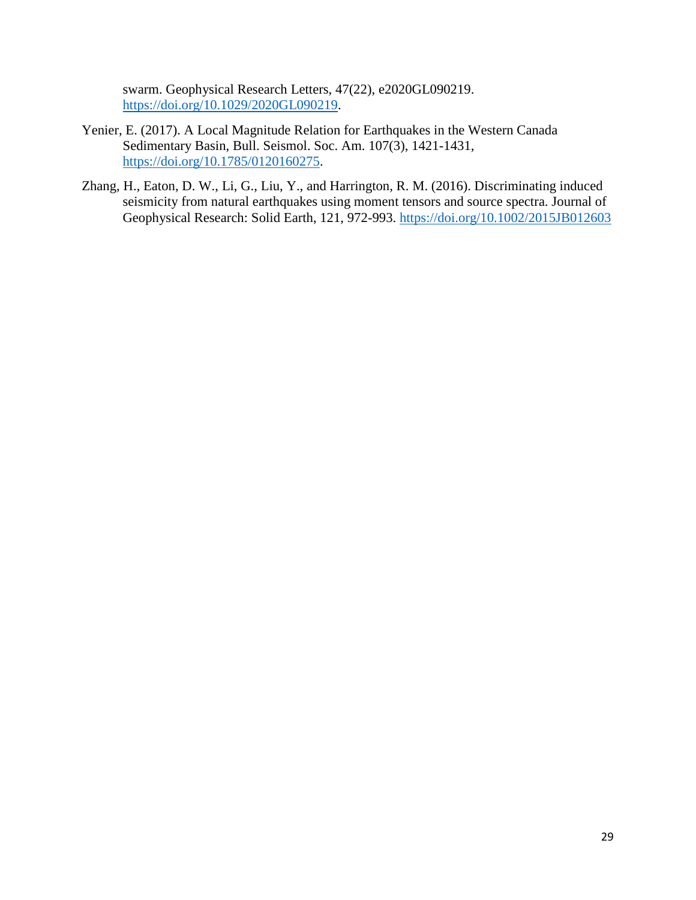swarm. Geophysical Research Letters, 47(22), e2020GL090219. https://doi.org/10.1029/2020GL090219.

Yenier, E. (2017). A Local Magnitude Relation for Earthquakes in the Western Canada Sedimentary Basin, Bull. Seismol. Soc. Am. 107(3), 1421-1431, https://doi.org/10.1785/0120160275.

Zhang, H., Eaton, D. W., Li, G., Liu, Y., and Harrington, R. M. (2016). Discriminating induced seismicity from natural earthquakes using moment tensors and source spectra. Journal of Geophysical Research: Solid Earth, 121, 972-993. https://doi.org/10.1002/2015JB012603